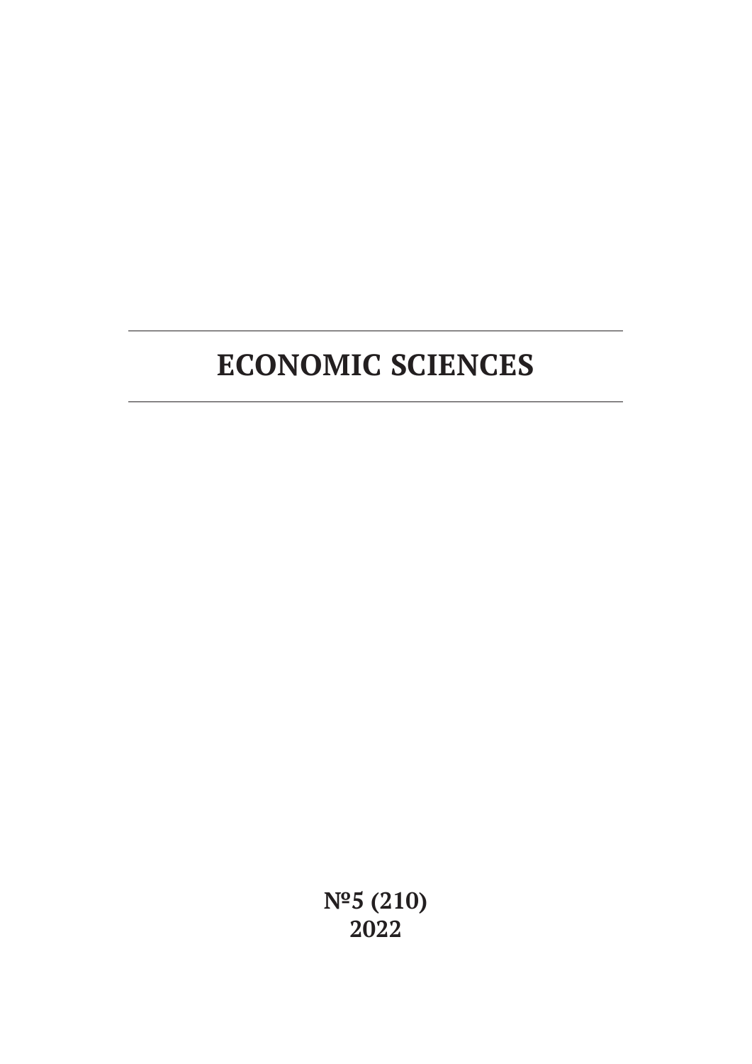# ECONOMIC SCIENCES

**№5 (210)**
**2022**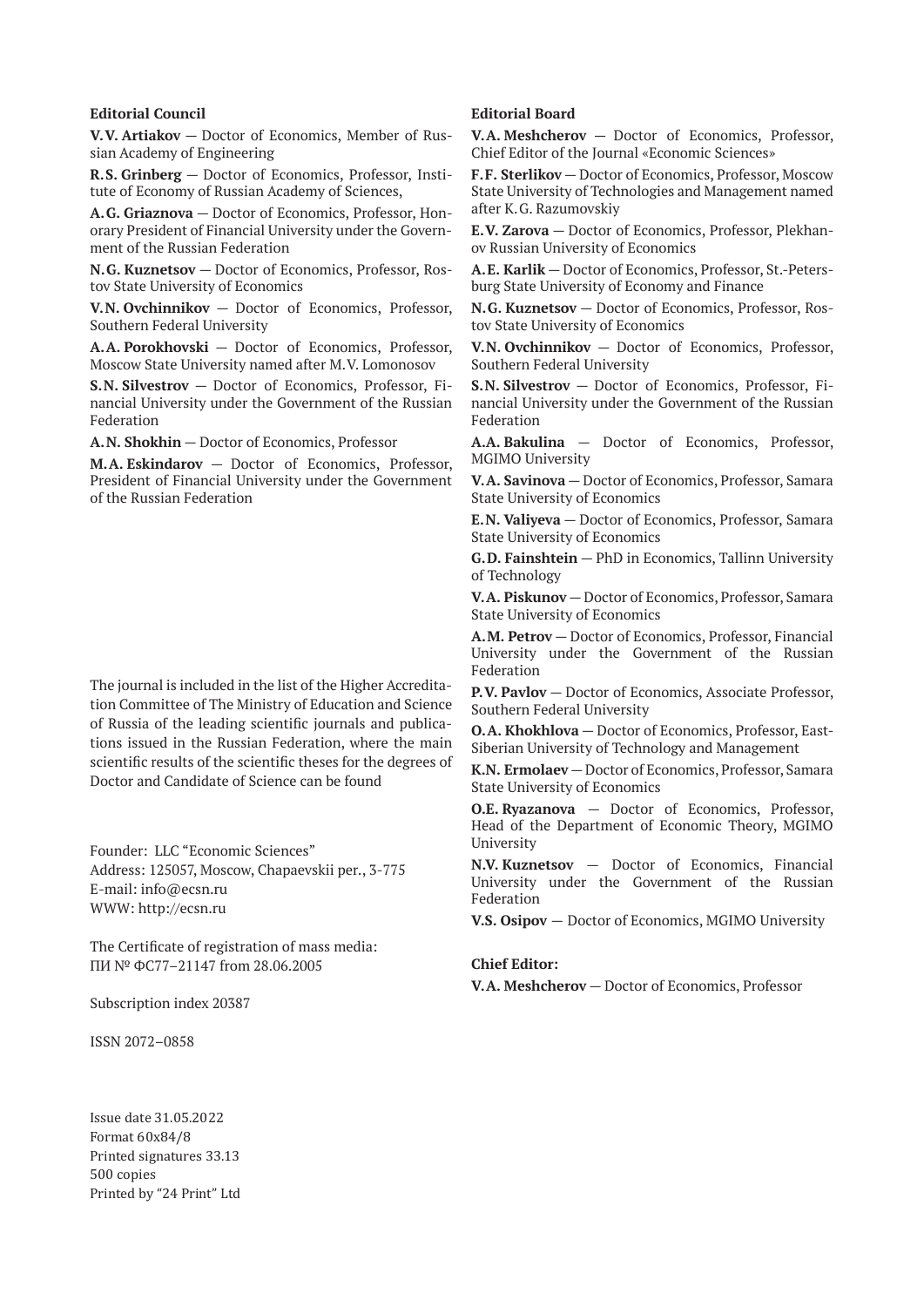**Editorial Council**

**V.V. Artiakov** — Doctor of Economics, Member of Russian Academy of Engineering

**R.S. Grinberg** — Doctor of Economics, Professor, Institute of Economy of Russian Academy of Sciences,

**A.G. Griaznova** — Doctor of Economics, Professor, Honorary President of Financial University under the Government of the Russian Federation

**N.G. Kuznetsov** — Doctor of Economics, Professor, Rostov State University of Economics

**V.N. Ovchinnikov** — Doctor of Economics, Professor, Southern Federal University

**A.A. Porokhovski** — Doctor of Economics, Professor, Moscow State University named after M.V. Lomonosov

**S.N. Silvestrov** — Doctor of Economics, Professor, Financial University under the Government of the Russian Federation

**A.N. Shokhin** — Doctor of Economics, Professor

**M.A. Eskindarov** — Doctor of Economics, Professor, President of Financial University under the Government of the Russian Federation

The journal is included in the list of the Higher Accreditation Committee of The Ministry of Education and Science of Russia of the leading scientific journals and publications issued in the Russian Federation, where the main scientific results of the scientific theses for the degrees of Doctor and Candidate of Science can be found

Founder: LLC "Economic Sciences"
Address: 125057, Moscow, Chapaevskii per., 3-775
E-mail: info@ecsn.ru
WWW: http://ecsn.ru

The Certificate of registration of mass media:
ПИ № ФС77–21147 from 28.06.2005

Subscription index 20387

ISSN 2072–0858

Issue date 31.05.2022
Format 60x84/8
Printed signatures 33.13
500 copies
Printed by "24 Print" Ltd

**Editorial Board**

**V.A. Meshcherov** — Doctor of Economics, Professor, Chief Editor of the Journal «Economic Sciences»

**F.F. Sterlikov** — Doctor of Economics, Professor, Moscow State University of Technologies and Management named after K.G. Razumovskiy

**E.V. Zarova** — Doctor of Economics, Professor, Plekhanov Russian University of Economics

**A.E. Karlik** — Doctor of Economics, Professor, St.-Petersburg State University of Economy and Finance

**N.G. Kuznetsov** — Doctor of Economics, Professor, Rostov State University of Economics

**V.N. Ovchinnikov** — Doctor of Economics, Professor, Southern Federal University

**S.N. Silvestrov** — Doctor of Economics, Professor, Financial University under the Government of the Russian Federation

**A.A. Bakulina** — Doctor of Economics, Professor, MGIMO University

**V.A. Savinova** — Doctor of Economics, Professor, Samara State University of Economics

**E.N. Valiyeva** — Doctor of Economics, Professor, Samara State University of Economics

**G.D. Fainshtein** — PhD in Economics, Tallinn University of Technology

**V.A. Piskunov** — Doctor of Economics, Professor, Samara State University of Economics

**A.M. Petrov** — Doctor of Economics, Professor, Financial University under the Government of the Russian Federation

**P.V. Pavlov** — Doctor of Economics, Associate Professor, Southern Federal University

**O.A. Khokhlova** — Doctor of Economics, Professor, East-Siberian University of Technology and Management

**K.N. Ermolaev** — Doctor of Economics, Professor, Samara State University of Economics

**O.E. Ryazanova** — Doctor of Economics, Professor, Head of the Department of Economic Theory, MGIMO University

**N.V. Kuznetsov** — Doctor of Economics, Financial University under the Government of the Russian Federation

**V.S. Osipov** — Doctor of Economics, MGIMO University

**Chief Editor:**

**V.A. Meshcherov** — Doctor of Economics, Professor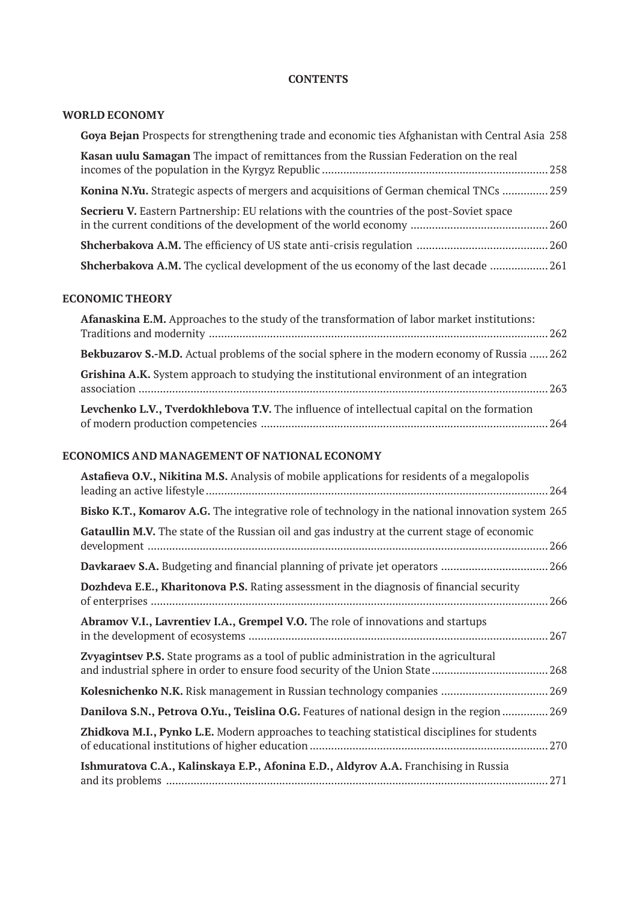**CONTENTS**

**WORLD ECONOMY**

**Goya Bejan** Prospects for strengthening trade and economic ties Afghanistan with Central Asia 258

**Kasan uulu Samagan** The impact of remittances from the Russian Federation on the real incomes of the population in the Kyrgyz Republic ........ 258

**Konina N.Yu.** Strategic aspects of mergers and acquisitions of German chemical TNCs ........ 259

**Secrieru V.** Eastern Partnership: EU relations with the countries of the post-Soviet space in the current conditions of the development of the world economy ........ 260

**Shcherbakova A.M.** The efficiency of US state anti-crisis regulation ........ 260

**Shcherbakova A.M.** The cyclical development of the us economy of the last decade ........ 261

**ECONOMIC THEORY**

**Afanaskina E.M.** Approaches to the study of the transformation of labor market institutions: Traditions and modernity ........ 262

**Bekbuzarov S.-M.D.** Actual problems of the social sphere in the modern economy of Russia ........ 262

**Grishina A.K.** System approach to studying the institutional environment of an integration association ........ 263

**Levchenko L.V., Tverdokhlebova T.V.** The influence of intellectual capital on the formation of modern production competencies ........ 264

**ECONOMICS AND MANAGEMENT OF NATIONAL ECONOMY**

**Astafieva O.V., Nikitina M.S.** Analysis of mobile applications for residents of a megalopolis leading an active lifestyle ........ 264

**Bisko K.T., Komarov A.G.** The integrative role of technology in the national innovation system 265

**Gataullin M.V.** The state of the Russian oil and gas industry at the current stage of economic development ........ 266

**Davkaraev S.A.** Budgeting and financial planning of private jet operators ........ 266

**Dozhdeva E.E., Kharitonova P.S.** Rating assessment in the diagnosis of financial security of enterprises ........ 266

**Abramov V.I., Lavrentiev I.A., Grempel V.O.** The role of innovations and startups in the development of ecosystems ........ 267

**Zvyagintsev P.S.** State programs as a tool of public administration in the agricultural and industrial sphere in order to ensure food security of the Union State ........ 268

**Kolesnichenko N.K.** Risk management in Russian technology companies ........ 269

**Danilova S.N., Petrova O.Yu., Teislina O.G.** Features of national design in the region ........ 269

**Zhidkova M.I., Pynko L.E.** Modern approaches to teaching statistical disciplines for students of educational institutions of higher education ........ 270

**Ishmuratova C.A., Kalinskaya E.P., Afonina E.D., Aldyrov A.A.** Franchising in Russia and its problems ........ 271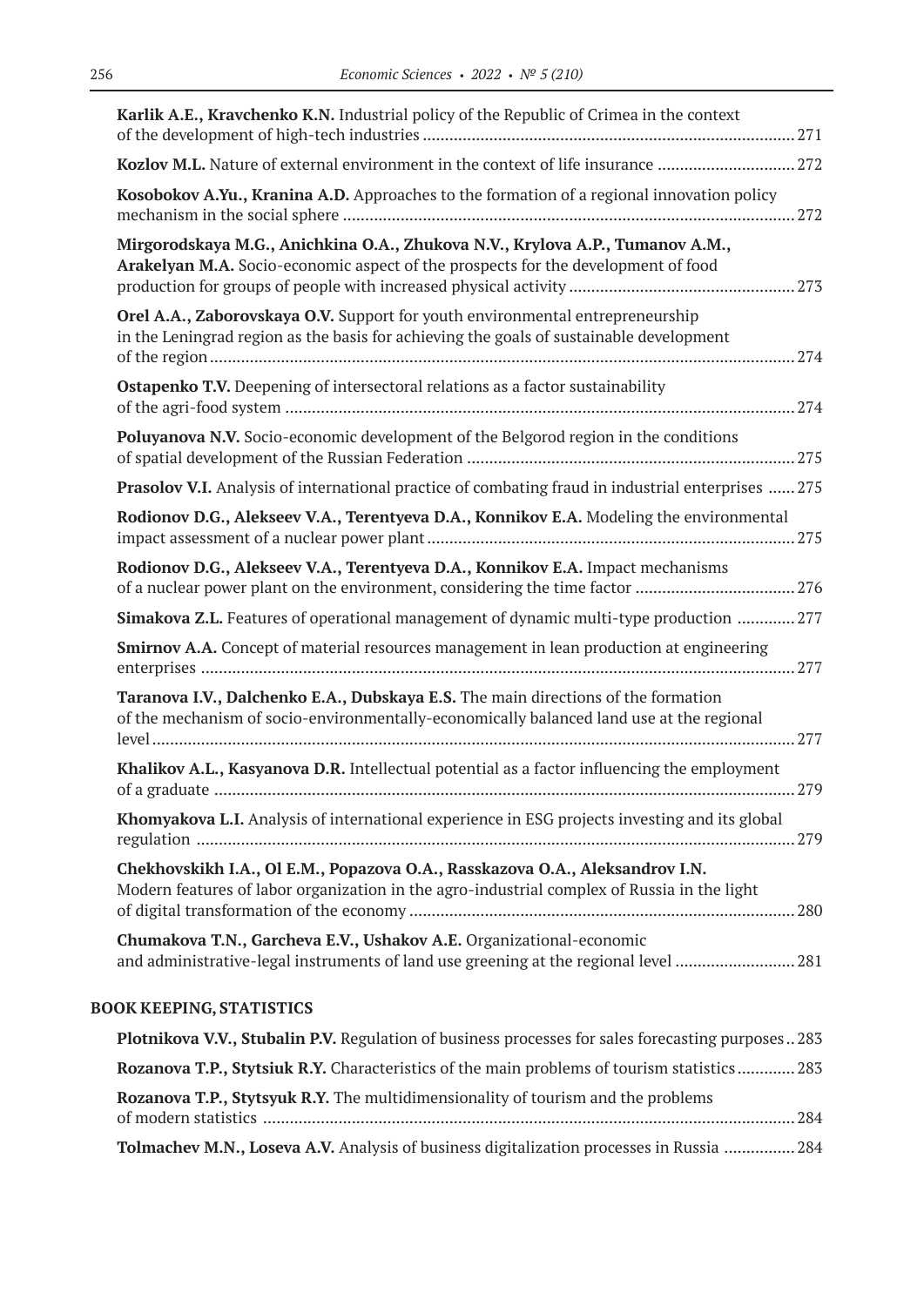**Karlik A.E., Kravchenko K.N.** Industrial policy of the Republic of Crimea in the context of the development of high-tech industries ........ 271

**Kozlov M.L.** Nature of external environment in the context of life insurance ........ 272

**Kosobokov A.Yu., Kranina A.D.** Approaches to the formation of a regional innovation policy mechanism in the social sphere ........ 272

**Mirgorodskaya M.G., Anichkina O.A., Zhukova N.V., Krylova A.P., Tumanov A.M., Arakelyan M.A.** Socio-economic aspect of the prospects for the development of food production for groups of people with increased physical activity ........ 273

**Orel A.A., Zaborovskaya O.V.** Support for youth environmental entrepreneurship in the Leningrad region as the basis for achieving the goals of sustainable development of the region ........ 274

**Ostapenko T.V.** Deepening of intersectoral relations as a factor sustainability of the agri-food system ........ 274

**Poluyanova N.V.** Socio-economic development of the Belgorod region in the conditions of spatial development of the Russian Federation ........ 275

**Prasolov V.I.** Analysis of international practice of combating fraud in industrial enterprises ........ 275

**Rodionov D.G., Alekseev V.A., Terentyeva D.A., Konnikov E.A.** Modeling the environmental impact assessment of a nuclear power plant ........ 275

**Rodionov D.G., Alekseev V.A., Terentyeva D.A., Konnikov E.A.** Impact mechanisms of a nuclear power plant on the environment, considering the time factor ........ 276

**Simakova Z.L.** Features of operational management of dynamic multi-type production ........ 277

**Smirnov A.A.** Concept of material resources management in lean production at engineering enterprises ........ 277

**Taranova I.V., Dalchenko E.A., Dubskaya E.S.** The main directions of the formation of the mechanism of socio-environmentally-economically balanced land use at the regional level ........ 277

**Khalikov A.L., Kasyanova D.R.** Intellectual potential as a factor influencing the employment of a graduate ........ 279

**Khomyakova L.I.** Analysis of international experience in ESG projects investing and its global regulation ........ 279

**Chekhovskikh I.A., Ol E.M., Popazova O.A., Rasskazova O.A., Aleksandrov I.N.** Modern features of labor organization in the agro-industrial complex of Russia in the light of digital transformation of the economy ........ 280

**Chumakova T.N., Garcheva E.V., Ushakov A.E.** Organizational-economic and administrative-legal instruments of land use greening at the regional level ........ 281

## BOOK KEEPING, STATISTICS

**Plotnikova V.V., Stubalin P.V.** Regulation of business processes for sales forecasting purposes ........ 283

**Rozanova T.P., Stytsiuk R.Y.** Characteristics of the main problems of tourism statistics ........ 283

**Rozanova T.P., Stytsyuk R.Y.** The multidimensionality of tourism and the problems of modern statistics ........ 284

**Tolmachev M.N., Loseva A.V.** Analysis of business digitalization processes in Russia ........ 284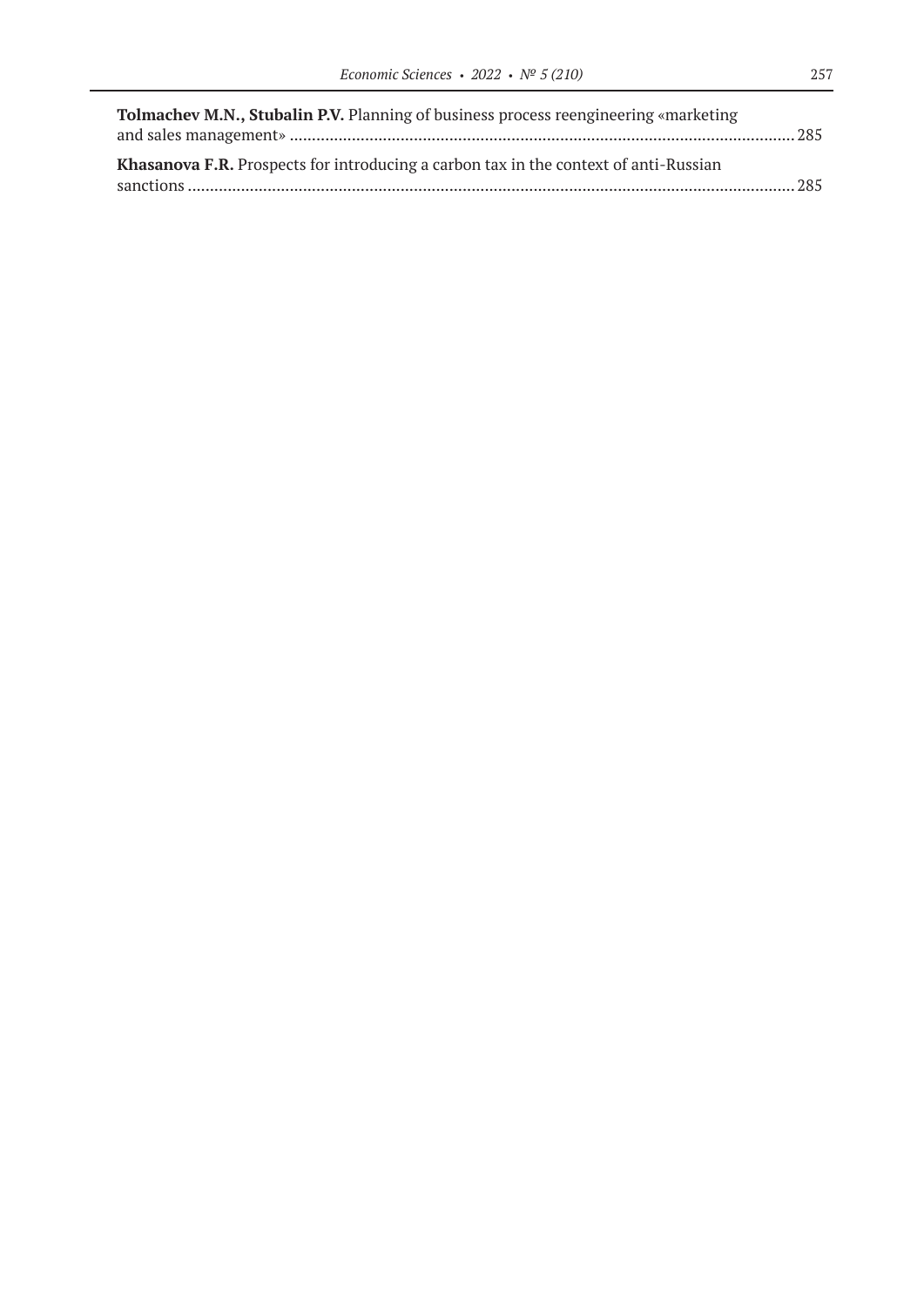**Tolmachev M.N., Stubalin P.V.** Planning of business process reengineering «marketing and sales management» .......... 285

**Khasanova F.R.** Prospects for introducing a carbon tax in the context of anti-Russian sanctions .......... 285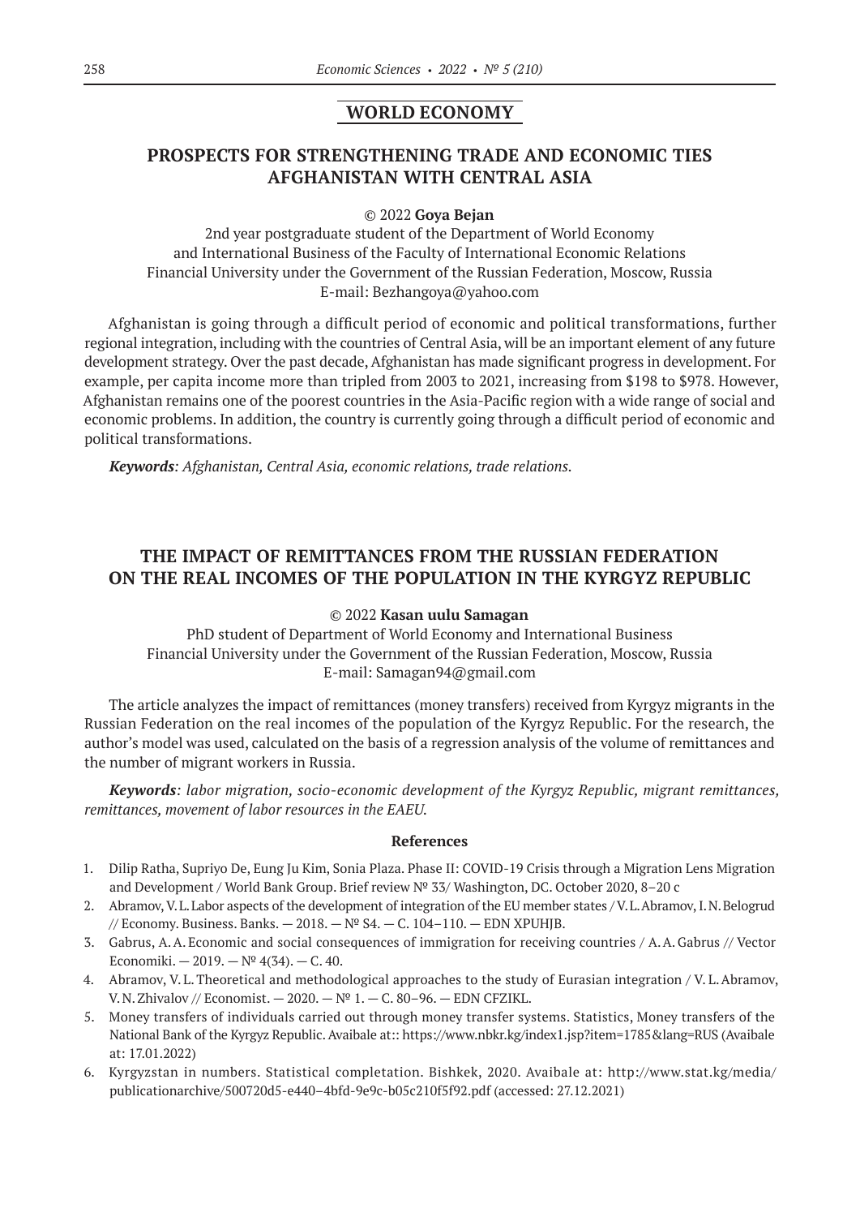## WORLD ECONOMY

## PROSPECTS FOR STRENGTHENING TRADE AND ECONOMIC TIES AFGHANISTAN WITH CENTRAL ASIA

© 2022 **Goya Bejan**

2nd year postgraduate student of the Department of World Economy and International Business of the Faculty of International Economic Relations Financial University under the Government of the Russian Federation, Moscow, Russia
E-mail: Bezhangoya@yahoo.com

Afghanistan is going through a difficult period of economic and political transformations, further regional integration, including with the countries of Central Asia, will be an important element of any future development strategy. Over the past decade, Afghanistan has made significant progress in development. For example, per capita income more than tripled from 2003 to 2021, increasing from $198 to $978. However, Afghanistan remains one of the poorest countries in the Asia-Pacific region with a wide range of social and economic problems. In addition, the country is currently going through a difficult period of economic and political transformations.

***Keywords****: Afghanistan, Central Asia, economic relations, trade relations.*

## THE IMPACT OF REMITTANCES FROM THE RUSSIAN FEDERATION ON THE REAL INCOMES OF THE POPULATION IN THE KYRGYZ REPUBLIC

© 2022 **Kasan uulu Samagan**

PhD student of Department of World Economy and International Business
Financial University under the Government of the Russian Federation, Moscow, Russia
E-mail: Samagan94@gmail.com

The article analyzes the impact of remittances (money transfers) received from Kyrgyz migrants in the Russian Federation on the real incomes of the population of the Kyrgyz Republic. For the research, the author's model was used, calculated on the basis of a regression analysis of the volume of remittances and the number of migrant workers in Russia.

***Keywords****: labor migration, socio-economic development of the Kyrgyz Republic, migrant remittances, remittances, movement of labor resources in the EAEU.*

### References

1. Dilip Ratha, Supriyo De, Eung Ju Kim, Sonia Plaza. Phase II: COVID-19 Crisis through a Migration Lens Migration and Development / World Bank Group. Brief review № 33/ Washington, DC. October 2020, 8–20 c
2. Abramov, V. L. Labor aspects of the development of integration of the EU member states / V. L. Abramov, I. N. Belogrud // Economy. Business. Banks. — 2018. — № S4. — C. 104–110. — EDN XPUHJB.
3. Gabrus, A. A. Economic and social consequences of immigration for receiving countries / A. A. Gabrus // Vector Economiki. — 2019. — № 4(34). — C. 40.
4. Abramov, V. L. Theoretical and methodological approaches to the study of Eurasian integration / V. L. Abramov, V. N. Zhivalov // Economist. — 2020. — № 1. — C. 80–96. — EDN CFZIKL.
5. Money transfers of individuals carried out through money transfer systems. Statistics, Money transfers of the National Bank of the Kyrgyz Republic. Avaibale at:: https://www.nbkr.kg/index1.jsp?item=1785&lang=RUS (Avaibale at: 17.01.2022)
6. Kyrgyzstan in numbers. Statistical completation. Bishkek, 2020. Avaibale at: http://www.stat.kg/media/publicationarchive/500720d5-e440–4bfd-9e9c-b05c210f5f92.pdf (accessed: 27.12.2021)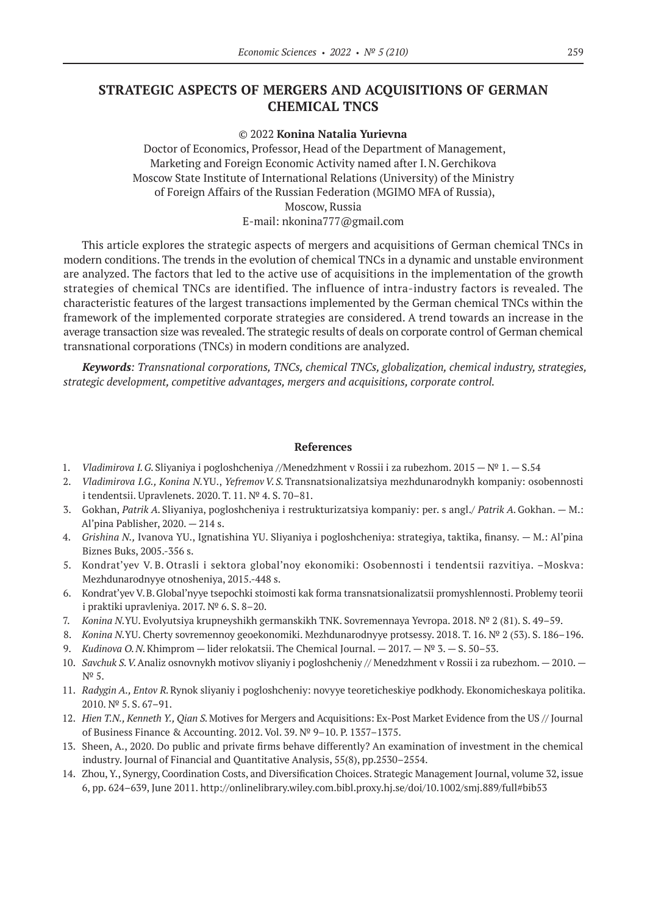# STRATEGIC ASPECTS OF MERGERS AND ACQUISITIONS OF GERMAN CHEMICAL TNCS

© 2022 **Konina Natalia Yurievna**

Doctor of Economics, Professor, Head of the Department of Management, Marketing and Foreign Economic Activity named after I. N. Gerchikova
Moscow State Institute of International Relations (University) of the Ministry of Foreign Affairs of the Russian Federation (MGIMO MFA of Russia),
Moscow, Russia
E-mail: nkonina777@gmail.com

This article explores the strategic aspects of mergers and acquisitions of German chemical TNCs in modern conditions. The trends in the evolution of chemical TNCs in a dynamic and unstable environment are analyzed. The factors that led to the active use of acquisitions in the implementation of the growth strategies of chemical TNCs are identified. The influence of intra-industry factors is revealed. The characteristic features of the largest transactions implemented by the German chemical TNCs within the framework of the implemented corporate strategies are considered. A trend towards an increase in the average transaction size was revealed. The strategic results of deals on corporate control of German chemical transnational corporations (TNCs) in modern conditions are analyzed.

***Keywords**: Transnational corporations, TNCs, chemical TNCs, globalization, chemical industry, strategies, strategic development, competitive advantages, mergers and acquisitions, corporate control.*

### References

1. *Vladimirova I. G.* Sliyaniya i pogloshcheniya //Menedzhment v Rossii i za rubezhom. 2015 — № 1. — S.54
2. *Vladimirova I.G., Konina N.*YU., *Yefremov V. S.* Transnatsionalizatsiya mezhdunarodnykh kompaniy: osobennosti i tendentsii. Upravlenets. 2020. T. 11. № 4. S. 70–81.
3. Gokhan, *Patrik A.* Sliyaniya, pogloshcheniya i restrukturizatsiya kompaniy: per. s angl./ *Patrik A.* Gokhan. — M.: Al'pina Pablisher, 2020. — 214 s.
4. *Grishina N.,* Ivanova YU., Ignatishina YU. Sliyaniya i pogloshcheniya: strategiya, taktika, finansy. — M.: Al'pina Biznes Buks, 2005.-356 s.
5. Kondrat'yev V. B. Otrasli i sektora global'noy ekonomiki: Osobennosti i tendentsii razvitiya. –Moskva: Mezhdunarodnyye otnosheniya, 2015.-448 s.
6. Kondrat'yev V. B. Global'nyye tsepochki stoimosti kak forma transnatsionalizatsii promyshlennosti. Problemy teorii i praktiki upravleniya. 2017. № 6. S. 8–20.
7. *Konina N.*YU. Evolyutsiya krupneyshikh germanskikh TNK. Sovremennaya Yevropa. 2018. № 2 (81). S. 49–59.
8. *Konina N.*YU. Cherty sovremennoy geoekonomiki. Mezhdunarodnyye protsessy. 2018. T. 16. № 2 (53). S. 186–196.
9. *Kudinova O. N.* Khimprom — lider relokatsii. The Chemical Journal. — 2017. — № 3. — S. 50–53.
10. *Savchuk S. V.* Analiz osnovnykh motivov sliyaniy i pogloshcheniy // Menedzhment v Rossii i za rubezhom. — 2010. — № 5.
11. *Radygin A., Entov R.* Rynok sliyaniy i pogloshcheniy: novyye teoreticheskiye podkhody. Ekonomicheskaya politika. 2010. № 5. S. 67–91.
12. *Hien T.N., Kenneth Y., Qian S.* Motives for Mergers and Acquisitions: Ex-Post Market Evidence from the US // Journal of Business Finance & Accounting. 2012. Vol. 39. № 9–10. P. 1357–1375.
13. Sheen, A., 2020. Do public and private firms behave differently? An examination of investment in the chemical industry. Journal of Financial and Quantitative Analysis, 55(8), pp.2530–2554.
14. Zhou, Y., Synergy, Coordination Costs, and Diversification Choices. Strategic Management Journal, volume 32, issue 6, pp. 624–639, June 2011. http://onlinelibrary.wiley.com.bibl.proxy.hj.se/doi/10.1002/smj.889/full#bib53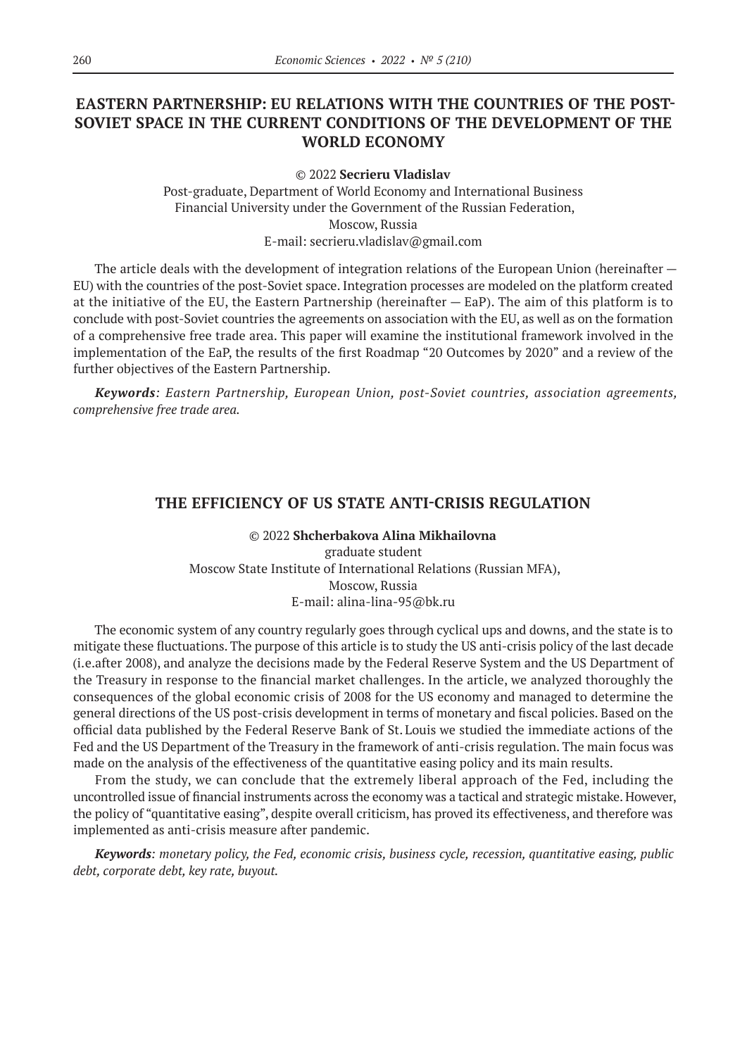## EASTERN PARTNERSHIP: EU RELATIONS WITH THE COUNTRIES OF THE POST-SOVIET SPACE IN THE CURRENT CONDITIONS OF THE DEVELOPMENT OF THE WORLD ECONOMY

© 2022 **Secrieru Vladislav**

Post-graduate, Department of World Economy and International Business
Financial University under the Government of the Russian Federation,
Moscow, Russia
E-mail: secrieru.vladislav@gmail.com

The article deals with the development of integration relations of the European Union (hereinafter — EU) with the countries of the post-Soviet space. Integration processes are modeled on the platform created at the initiative of the EU, the Eastern Partnership (hereinafter — EaP). The aim of this platform is to conclude with post-Soviet countries the agreements on association with the EU, as well as on the formation of a comprehensive free trade area. This paper will examine the institutional framework involved in the implementation of the EaP, the results of the first Roadmap "20 Outcomes by 2020" and a review of the further objectives of the Eastern Partnership.

***Keywords**: Eastern Partnership, European Union, post-Soviet countries, association agreements, comprehensive free trade area.*

## THE EFFICIENCY OF US STATE ANTI-CRISIS REGULATION

© 2022 **Shcherbakova Alina Mikhailovna**

graduate student
Moscow State Institute of International Relations (Russian MFA),
Moscow, Russia
E-mail: alina-lina-95@bk.ru

The economic system of any country regularly goes through cyclical ups and downs, and the state is to mitigate these fluctuations. The purpose of this article is to study the US anti-crisis policy of the last decade (i.e.after 2008), and analyze the decisions made by the Federal Reserve System and the US Department of the Treasury in response to the financial market challenges. In the article, we analyzed thoroughly the consequences of the global economic crisis of 2008 for the US economy and managed to determine the general directions of the US post-crisis development in terms of monetary and fiscal policies. Based on the official data published by the Federal Reserve Bank of St. Louis we studied the immediate actions of the Fed and the US Department of the Treasury in the framework of anti-crisis regulation. The main focus was made on the analysis of the effectiveness of the quantitative easing policy and its main results.

From the study, we can conclude that the extremely liberal approach of the Fed, including the uncontrolled issue of financial instruments across the economy was a tactical and strategic mistake. However, the policy of "quantitative easing", despite overall criticism, has proved its effectiveness, and therefore was implemented as anti-crisis measure after pandemic.

***Keywords**: monetary policy, the Fed, economic crisis, business cycle, recession, quantitative easing, public debt, corporate debt, key rate, buyout.*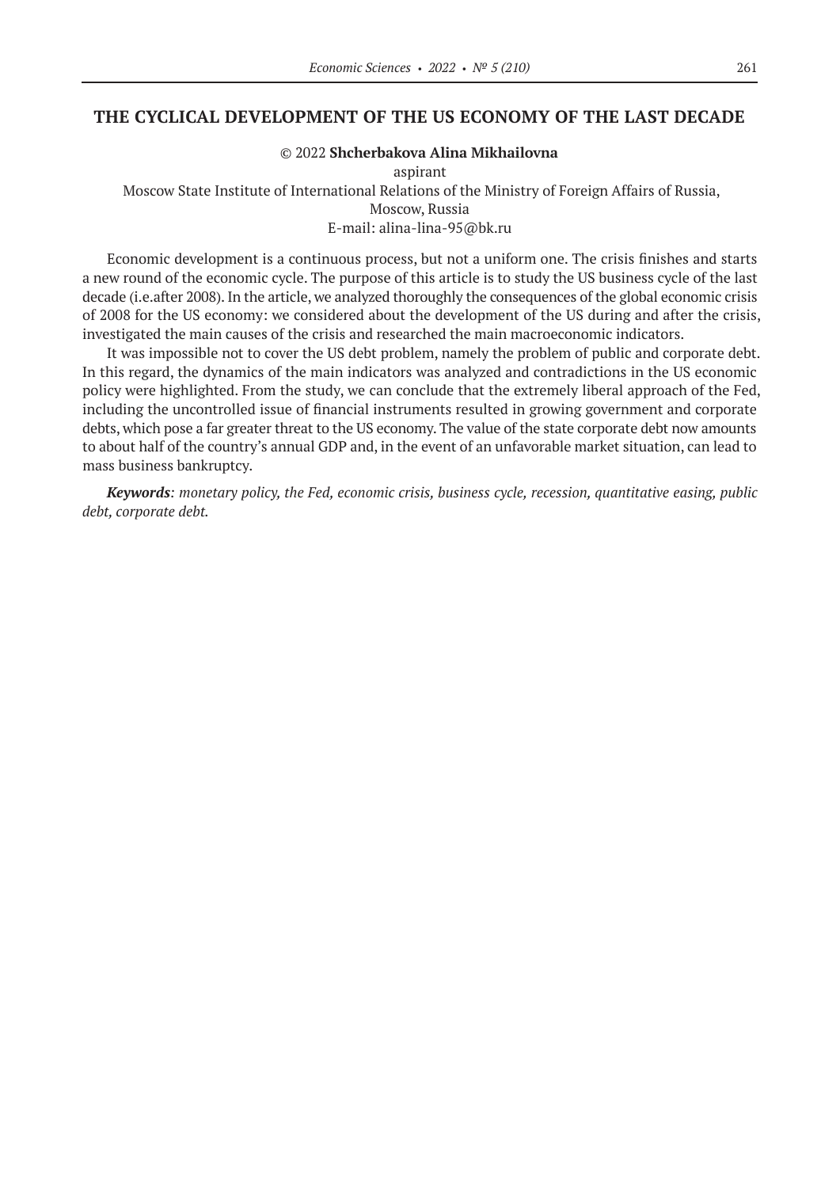# THE CYCLICAL DEVELOPMENT OF THE US ECONOMY OF THE LAST DECADE

© 2022 **Shcherbakova Alina Mikhailovna**

aspirant

Moscow State Institute of International Relations of the Ministry of Foreign Affairs of Russia, Moscow, Russia

E-mail: alina-lina-95@bk.ru

Economic development is a continuous process, but not a uniform one. The crisis finishes and starts a new round of the economic cycle. The purpose of this article is to study the US business cycle of the last decade (i.e.after 2008). In the article, we analyzed thoroughly the consequences of the global economic crisis of 2008 for the US economy: we considered about the development of the US during and after the crisis, investigated the main causes of the crisis and researched the main macroeconomic indicators.

It was impossible not to cover the US debt problem, namely the problem of public and corporate debt. In this regard, the dynamics of the main indicators was analyzed and contradictions in the US economic policy were highlighted. From the study, we can conclude that the extremely liberal approach of the Fed, including the uncontrolled issue of financial instruments resulted in growing government and corporate debts, which pose a far greater threat to the US economy. The value of the state corporate debt now amounts to about half of the country's annual GDP and, in the event of an unfavorable market situation, can lead to mass business bankruptcy.

***Keywords****: monetary policy, the Fed, economic crisis, business cycle, recession, quantitative easing, public debt, corporate debt.*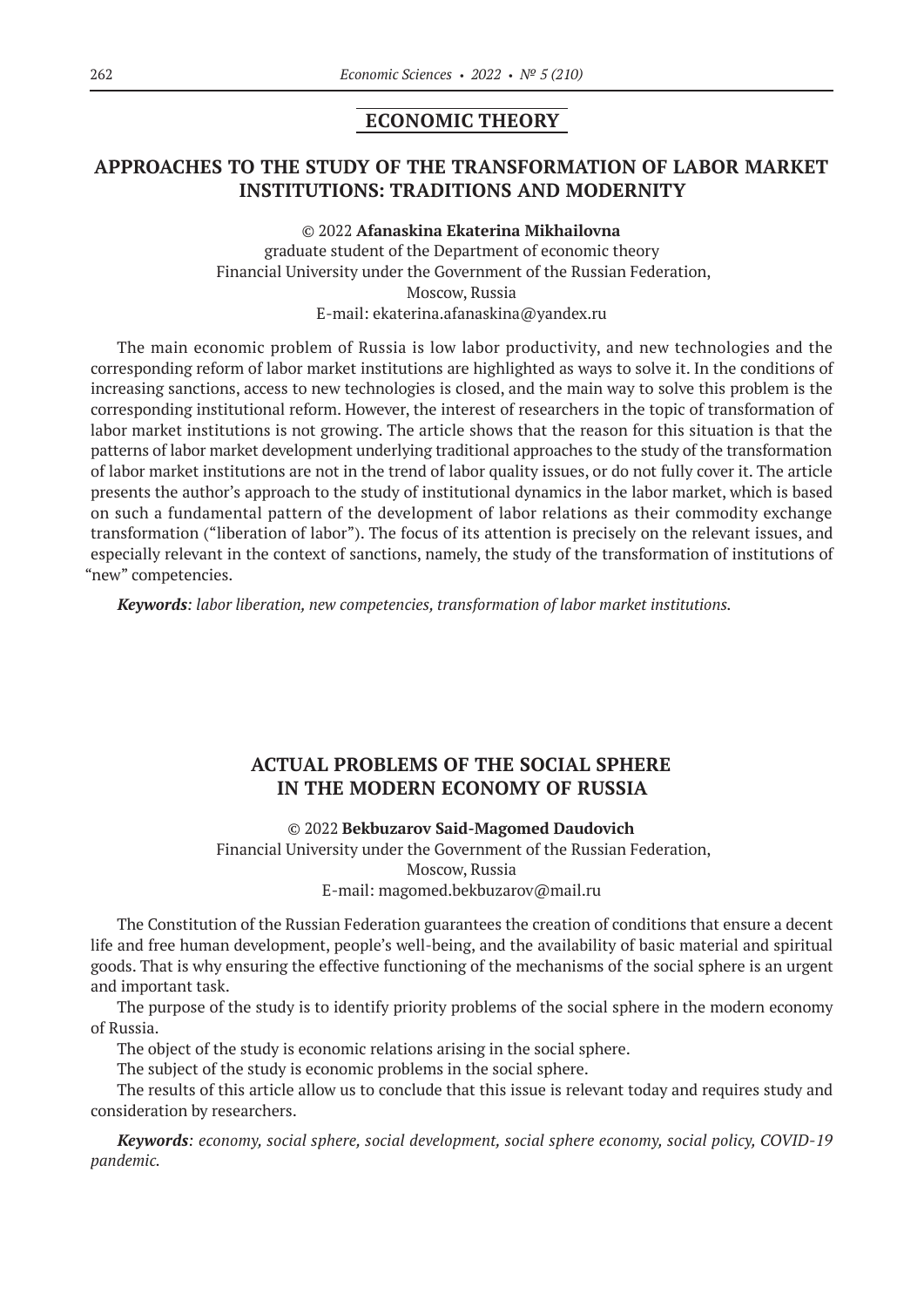## ECONOMIC THEORY

# APPROACHES TO THE STUDY OF THE TRANSFORMATION OF LABOR MARKET INSTITUTIONS: TRADITIONS AND MODERNITY

© 2022 **Afanaskina Ekaterina Mikhailovna**
graduate student of the Department of economic theory
Financial University under the Government of the Russian Federation,
Moscow, Russia
E-mail: ekaterina.afanaskina@yandex.ru

The main economic problem of Russia is low labor productivity, and new technologies and the corresponding reform of labor market institutions are highlighted as ways to solve it. In the conditions of increasing sanctions, access to new technologies is closed, and the main way to solve this problem is the corresponding institutional reform. However, the interest of researchers in the topic of transformation of labor market institutions is not growing. The article shows that the reason for this situation is that the patterns of labor market development underlying traditional approaches to the study of the transformation of labor market institutions are not in the trend of labor quality issues, or do not fully cover it. The article presents the author's approach to the study of institutional dynamics in the labor market, which is based on such a fundamental pattern of the development of labor relations as their commodity exchange transformation ("liberation of labor"). The focus of its attention is precisely on the relevant issues, and especially relevant in the context of sanctions, namely, the study of the transformation of institutions of "new" competencies.

***Keywords**: labor liberation, new competencies, transformation of labor market institutions.*

# ACTUAL PROBLEMS OF THE SOCIAL SPHERE IN THE MODERN ECONOMY OF RUSSIA

© 2022 **Bekbuzarov Said-Magomed Daudovich**
Financial University under the Government of the Russian Federation,
Moscow, Russia
E-mail: magomed.bekbuzarov@mail.ru

The Constitution of the Russian Federation guarantees the creation of conditions that ensure a decent life and free human development, people's well-being, and the availability of basic material and spiritual goods. That is why ensuring the effective functioning of the mechanisms of the social sphere is an urgent and important task.

The purpose of the study is to identify priority problems of the social sphere in the modern economy of Russia.

The object of the study is economic relations arising in the social sphere.

The subject of the study is economic problems in the social sphere.

The results of this article allow us to conclude that this issue is relevant today and requires study and consideration by researchers.

***Keywords**: economy, social sphere, social development, social sphere economy, social policy, COVID-19 pandemic.*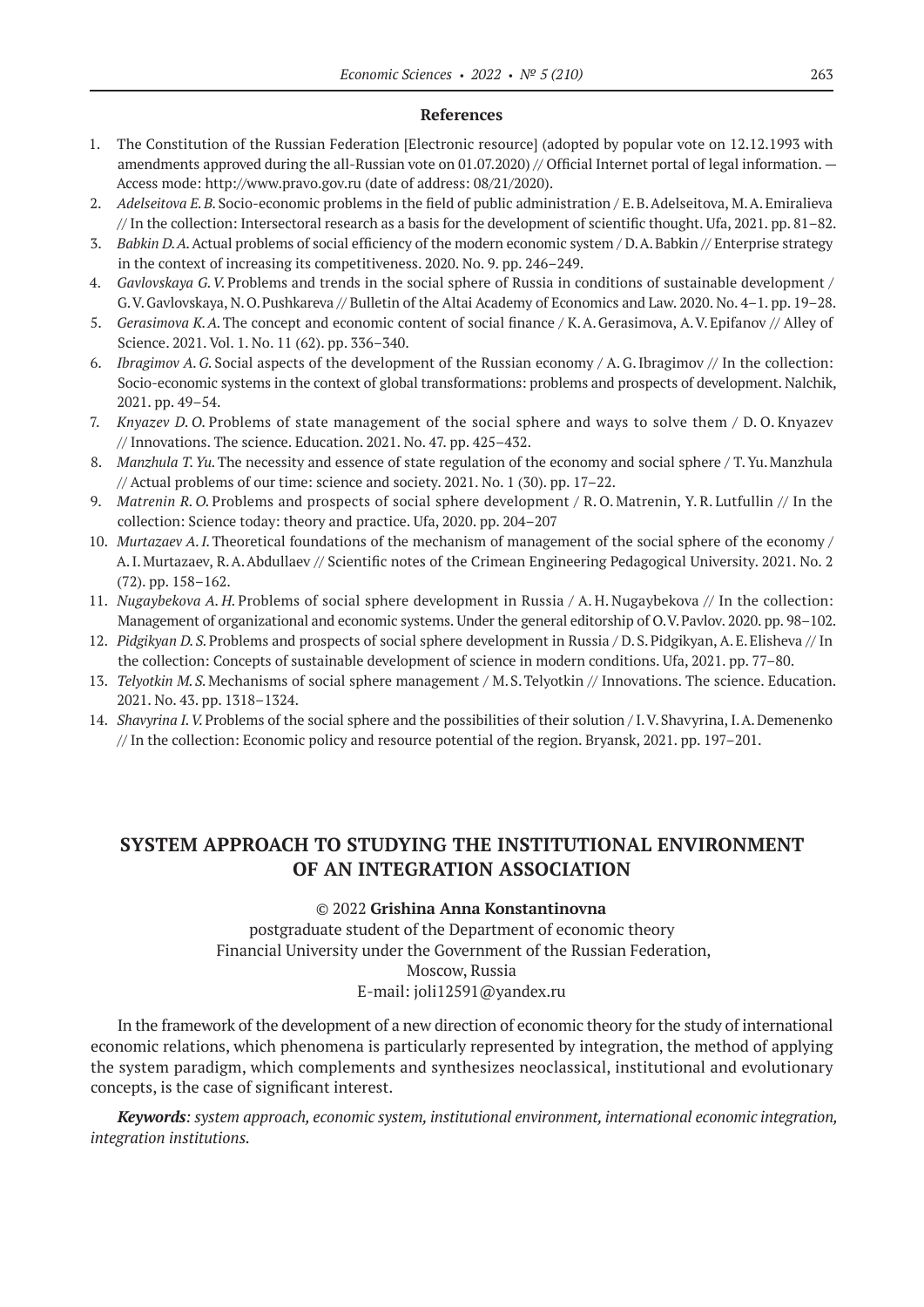## References

1. The Constitution of the Russian Federation [Electronic resource] (adopted by popular vote on 12.12.1993 with amendments approved during the all-Russian vote on 01.07.2020) // Official Internet portal of legal information. — Access mode: http://www.pravo.gov.ru (date of address: 08/21/2020).
2. *Adelseitova E. B.* Socio-economic problems in the field of public administration / E. B. Adelseitova, M. A. Emiralieva // In the collection: Intersectoral research as a basis for the development of scientific thought. Ufa, 2021. pp. 81–82.
3. *Babkin D. A.* Actual problems of social efficiency of the modern economic system / D. A. Babkin // Enterprise strategy in the context of increasing its competitiveness. 2020. No. 9. pp. 246–249.
4. *Gavlovskaya G. V.* Problems and trends in the social sphere of Russia in conditions of sustainable development / G. V. Gavlovskaya, N. O. Pushkareva // Bulletin of the Altai Academy of Economics and Law. 2020. No. 4–1. pp. 19–28.
5. *Gerasimova K. A.* The concept and economic content of social finance / K. A. Gerasimova, A. V. Epifanov // Alley of Science. 2021. Vol. 1. No. 11 (62). pp. 336–340.
6. *Ibragimov A. G.* Social aspects of the development of the Russian economy / A. G. Ibragimov // In the collection: Socio-economic systems in the context of global transformations: problems and prospects of development. Nalchik, 2021. pp. 49–54.
7. *Knyazev D. O.* Problems of state management of the social sphere and ways to solve them / D. O. Knyazev // Innovations. The science. Education. 2021. No. 47. pp. 425–432.
8. *Manzhula T. Yu.* The necessity and essence of state regulation of the economy and social sphere / T. Yu. Manzhula // Actual problems of our time: science and society. 2021. No. 1 (30). pp. 17–22.
9. *Matrenin R. O.* Problems and prospects of social sphere development / R. O. Matrenin, Y. R. Lutfullin // In the collection: Science today: theory and practice. Ufa, 2020. pp. 204–207
10. *Murtazaev A. I.* Theoretical foundations of the mechanism of management of the social sphere of the economy / A. I. Murtazaev, R. A. Abdullaev // Scientific notes of the Crimean Engineering Pedagogical University. 2021. No. 2 (72). pp. 158–162.
11. *Nugaybekova A. H.* Problems of social sphere development in Russia / A. H. Nugaybekova // In the collection: Management of organizational and economic systems. Under the general editorship of O. V. Pavlov. 2020. pp. 98–102.
12. *Pidgikyan D. S.* Problems and prospects of social sphere development in Russia / D. S. Pidgikyan, A. E. Elisheva // In the collection: Concepts of sustainable development of science in modern conditions. Ufa, 2021. pp. 77–80.
13. *Telyotkin M. S.* Mechanisms of social sphere management / M. S. Telyotkin // Innovations. The science. Education. 2021. No. 43. pp. 1318–1324.
14. *Shavyrina I. V.* Problems of the social sphere and the possibilities of their solution / I. V. Shavyrina, I. A. Demenenko // In the collection: Economic policy and resource potential of the region. Bryansk, 2021. pp. 197–201.

# SYSTEM APPROACH TO STUDYING THE INSTITUTIONAL ENVIRONMENT OF AN INTEGRATION ASSOCIATION

© 2022 **Grishina Anna Konstantinovna**

postgraduate student of the Department of economic theory
Financial University under the Government of the Russian Federation,
Moscow, Russia
E-mail: joli12591@yandex.ru

In the framework of the development of a new direction of economic theory for the study of international economic relations, which phenomena is particularly represented by integration, the method of applying the system paradigm, which complements and synthesizes neoclassical, institutional and evolutionary concepts, is the case of significant interest.

***Keywords****: system approach, economic system, institutional environment, international economic integration, integration institutions.*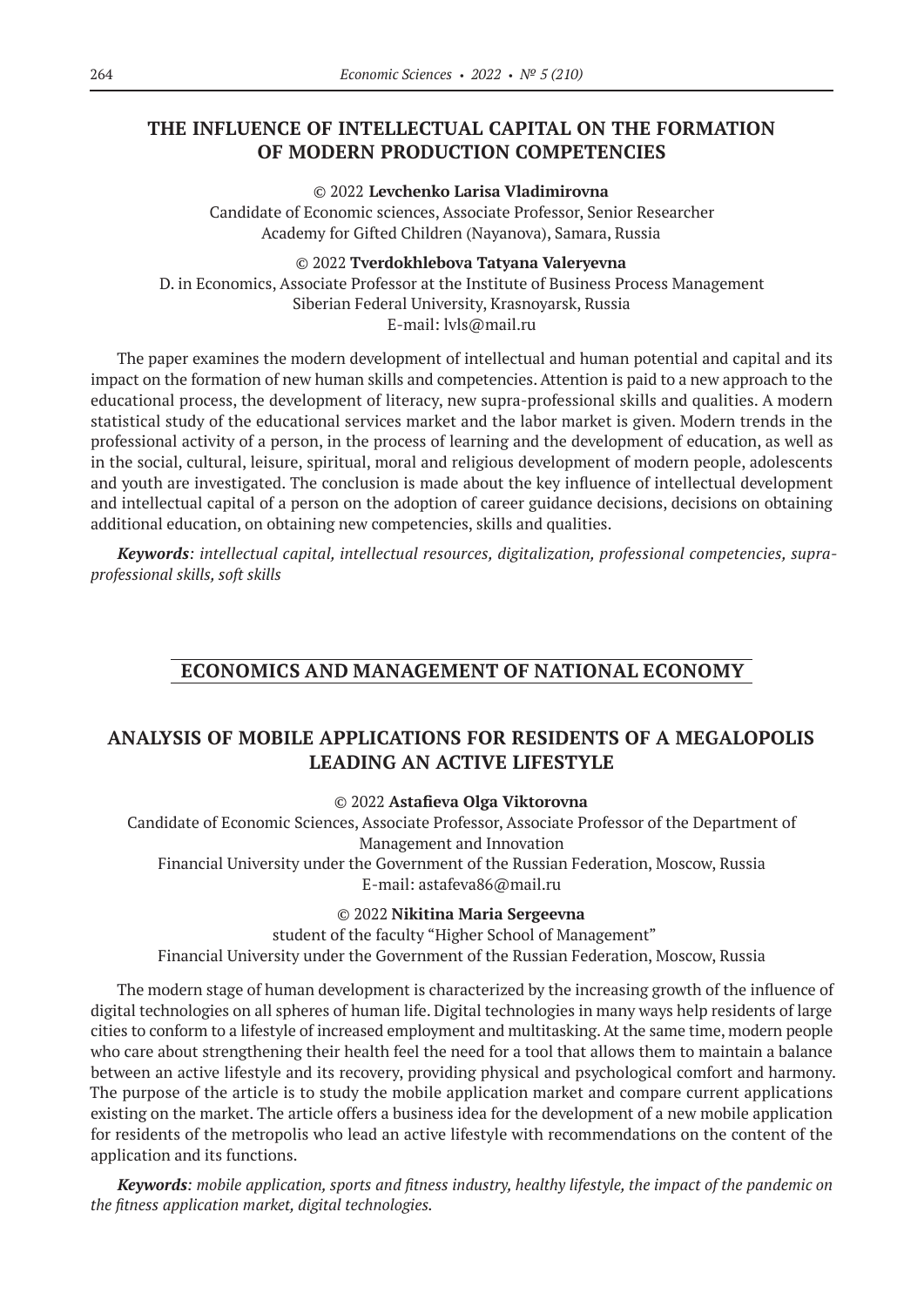## THE INFLUENCE OF INTELLECTUAL CAPITAL ON THE FORMATION OF MODERN PRODUCTION COMPETENCIES

© 2022 **Levchenko Larisa Vladimirovna**
Candidate of Economic sciences, Associate Professor, Senior Researcher
Academy for Gifted Children (Nayanova), Samara, Russia

© 2022 **Tverdokhlebova Tatyana Valeryevna**
D. in Economics, Associate Professor at the Institute of Business Process Management
Siberian Federal University, Krasnoyarsk, Russia
E-mail: lvls@mail.ru

The paper examines the modern development of intellectual and human potential and capital and its impact on the formation of new human skills and competencies. Attention is paid to a new approach to the educational process, the development of literacy, new supra-professional skills and qualities. A modern statistical study of the educational services market and the labor market is given. Modern trends in the professional activity of a person, in the process of learning and the development of education, as well as in the social, cultural, leisure, spiritual, moral and religious development of modern people, adolescents and youth are investigated. The conclusion is made about the key influence of intellectual development and intellectual capital of a person on the adoption of career guidance decisions, decisions on obtaining additional education, on obtaining new competencies, skills and qualities.

***Keywords****: intellectual capital, intellectual resources, digitalization, professional competencies, supra-professional skills, soft skills*

# ECONOMICS AND MANAGEMENT OF NATIONAL ECONOMY

## ANALYSIS OF MOBILE APPLICATIONS FOR RESIDENTS OF A MEGALOPOLIS LEADING AN ACTIVE LIFESTYLE

© 2022 **Astafieva Olga Viktorovna**
Candidate of Economic Sciences, Associate Professor, Associate Professor of the Department of Management and Innovation
Financial University under the Government of the Russian Federation, Moscow, Russia
E-mail: astafeva86@mail.ru

© 2022 **Nikitina Maria Sergeevna**
student of the faculty "Higher School of Management"
Financial University under the Government of the Russian Federation, Moscow, Russia

The modern stage of human development is characterized by the increasing growth of the influence of digital technologies on all spheres of human life. Digital technologies in many ways help residents of large cities to conform to a lifestyle of increased employment and multitasking. At the same time, modern people who care about strengthening their health feel the need for a tool that allows them to maintain a balance between an active lifestyle and its recovery, providing physical and psychological comfort and harmony. The purpose of the article is to study the mobile application market and compare current applications existing on the market. The article offers a business idea for the development of a new mobile application for residents of the metropolis who lead an active lifestyle with recommendations on the content of the application and its functions.

***Keywords****: mobile application, sports and fitness industry, healthy lifestyle, the impact of the pandemic on the fitness application market, digital technologies.*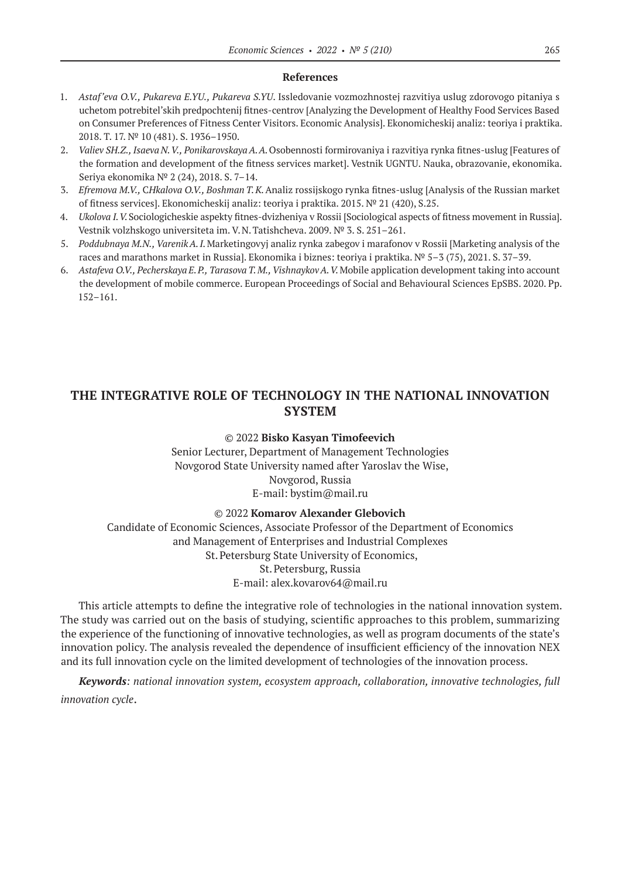**References**

1. *Astaf'eva O.V., Pukareva E.YU., Pukareva S.YU.* Issledovanie vozmozhnostej razvitiya uslug zdorovogo pitaniya s uchetom potrebitel'skih predpochtenij fitnes-centrov [Analyzing the Development of Healthy Food Services Based on Consumer Preferences of Fitness Center Visitors. Economic Analysis]. Ekonomicheskij analiz: teoriya i praktika. 2018. T. 17. № 10 (481). S. 1936–1950.
2. *Valiev SH.Z., Isaeva N.V., Ponikarovskaya A.A.* Osobennosti formirovaniya i razvitiya rynka fitnes-uslug [Features of the formation and development of the fitness services market]. Vestnik UGNTU. Nauka, obrazovanie, ekonomika. Seriya ekonomika № 2 (24), 2018. S. 7–14.
3. *Efremova M.V., CHkalova O.V., Boshman T.K.* Analiz rossijskogo rynka fitnes-uslug [Analysis of the Russian market of fitness services]. Ekonomicheskij analiz: teoriya i praktika. 2015. № 21 (420), S.25.
4. *Ukolova I.V.* Sociologicheskie aspekty fitnes-dvizheniya v Rossii [Sociological aspects of fitness movement in Russia]. Vestnik volzhskogo universiteta im. V.N. Tatishcheva. 2009. № 3. S. 251–261.
5. *Poddubnaya M.N., Varenik A.I.* Marketingovyj analiz rynka zabegov i marafonov v Rossii [Marketing analysis of the races and marathons market in Russia]. Ekonomika i biznes: teoriya i praktika. № 5–3 (75), 2021. S. 37–39.
6. *Astafeva O.V., Pecherskaya E.P., Tarasova T.M., Vishnaykov A.V.* Mobile application development taking into account the development of mobile commerce. European Proceedings of Social and Behavioural Sciences EpSBS. 2020. Pp. 152–161.

# THE INTEGRATIVE ROLE OF TECHNOLOGY IN THE NATIONAL INNOVATION SYSTEM

© 2022 **Bisko Kasyan Timofeevich**
Senior Lecturer, Department of Management Technologies
Novgorod State University named after Yaroslav the Wise,
Novgorod, Russia
E-mail: bystim@mail.ru

© 2022 **Komarov Alexander Glebovich**
Candidate of Economic Sciences, Associate Professor of the Department of Economics
and Management of Enterprises and Industrial Complexes
St. Petersburg State University of Economics,
St. Petersburg, Russia
E-mail: alex.kovarov64@mail.ru

This article attempts to define the integrative role of technologies in the national innovation system. The study was carried out on the basis of studying, scientific approaches to this problem, summarizing the experience of the functioning of innovative technologies, as well as program documents of the state's innovation policy. The analysis revealed the dependence of insufficient efficiency of the innovation NEX and its full innovation cycle on the limited development of technologies of the innovation process.

***Keywords****: national innovation system, ecosystem approach, collaboration, innovative technologies, full innovation cycle*.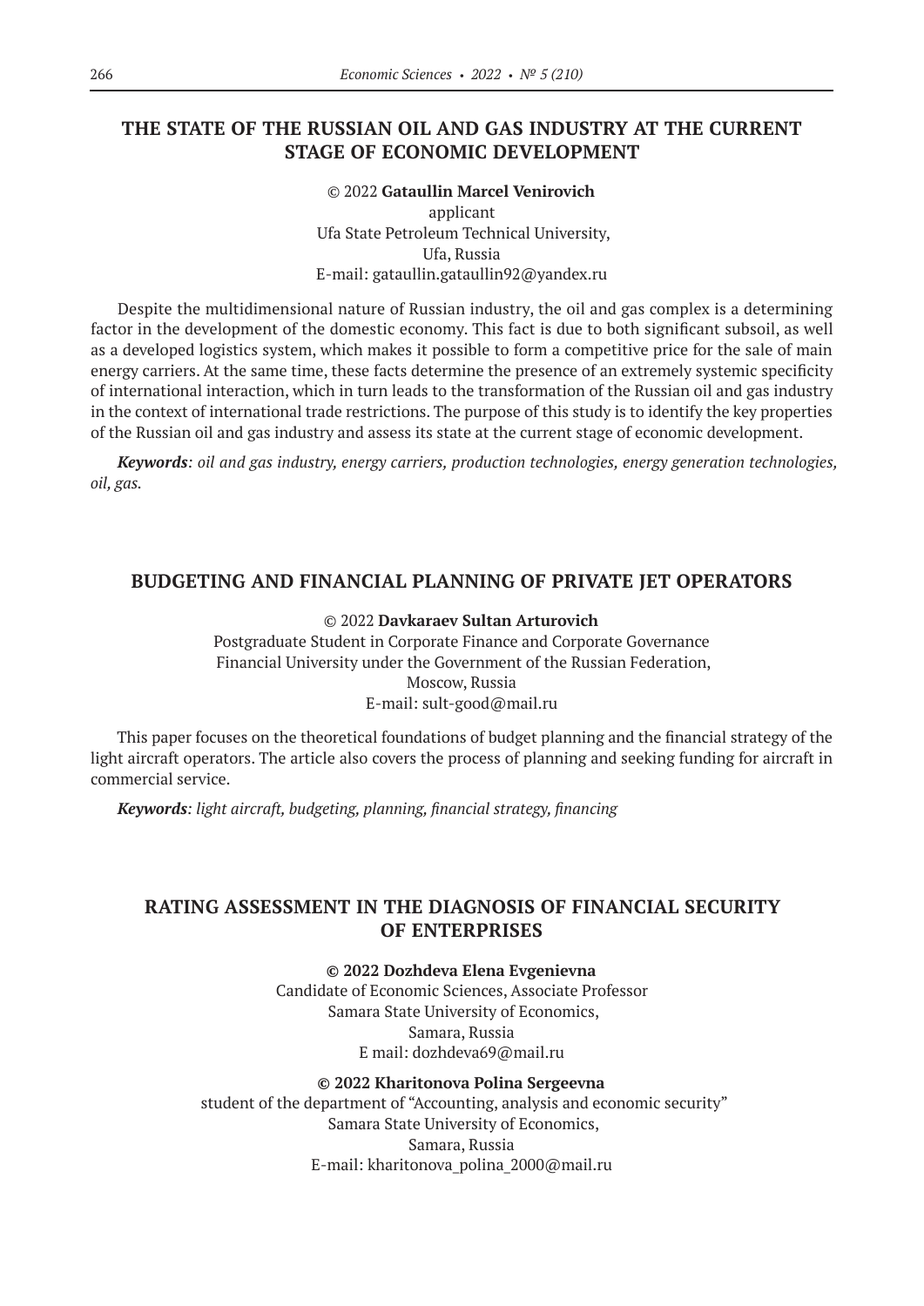## THE STATE OF THE RUSSIAN OIL AND GAS INDUSTRY AT THE CURRENT STAGE OF ECONOMIC DEVELOPMENT

© 2022 **Gataullin Marcel Venirovich**
applicant
Ufa State Petroleum Technical University,
Ufa, Russia
E-mail: gataullin.gataullin92@yandex.ru

Despite the multidimensional nature of Russian industry, the oil and gas complex is a determining factor in the development of the domestic economy. This fact is due to both significant subsoil, as well as a developed logistics system, which makes it possible to form a competitive price for the sale of main energy carriers. At the same time, these facts determine the presence of an extremely systemic specificity of international interaction, which in turn leads to the transformation of the Russian oil and gas industry in the context of international trade restrictions. The purpose of this study is to identify the key properties of the Russian oil and gas industry and assess its state at the current stage of economic development.

***Keywords****: oil and gas industry, energy carriers, production technologies, energy generation technologies, oil, gas.*

## BUDGETING AND FINANCIAL PLANNING OF PRIVATE JET OPERATORS

© 2022 **Davkaraev Sultan Arturovich**
Postgraduate Student in Corporate Finance and Corporate Governance
Financial University under the Government of the Russian Federation,
Moscow, Russia
E-mail: sult-good@mail.ru

This paper focuses on the theoretical foundations of budget planning and the financial strategy of the light aircraft operators. The article also covers the process of planning and seeking funding for aircraft in commercial service.

***Keywords****: light aircraft, budgeting, planning, financial strategy, financing*

## RATING ASSESSMENT IN THE DIAGNOSIS OF FINANCIAL SECURITY OF ENTERPRISES

**© 2022 Dozhdeva Elena Evgenievna**
Candidate of Economic Sciences, Associate Professor
Samara State University of Economics,
Samara, Russia
E mail: dozhdeva69@mail.ru

**© 2022 Kharitonova Polina Sergeevna**
student of the department of "Accounting, analysis and economic security"
Samara State University of Economics,
Samara, Russia
E-mail: kharitonova_polina_2000@mail.ru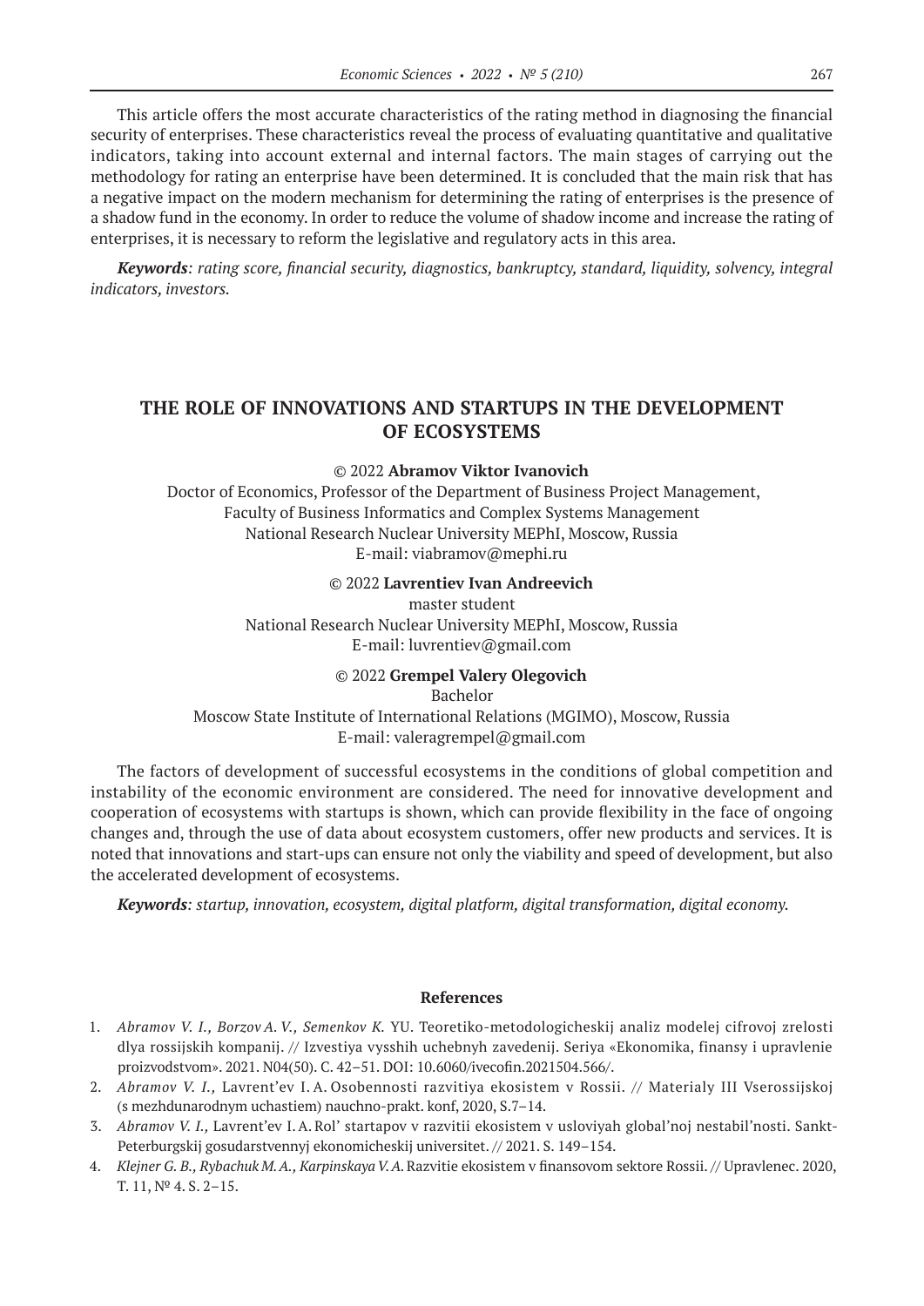This article offers the most accurate characteristics of the rating method in diagnosing the financial security of enterprises. These characteristics reveal the process of evaluating quantitative and qualitative indicators, taking into account external and internal factors. The main stages of carrying out the methodology for rating an enterprise have been determined. It is concluded that the main risk that has a negative impact on the modern mechanism for determining the rating of enterprises is the presence of a shadow fund in the economy. In order to reduce the volume of shadow income and increase the rating of enterprises, it is necessary to reform the legislative and regulatory acts in this area.

***Keywords**: rating score, financial security, diagnostics, bankruptcy, standard, liquidity, solvency, integral indicators, investors.*

## THE ROLE OF INNOVATIONS AND STARTUPS IN THE DEVELOPMENT OF ECOSYSTEMS

© 2022 **Abramov Viktor Ivanovich**
Doctor of Economics, Professor of the Department of Business Project Management,
Faculty of Business Informatics and Complex Systems Management
National Research Nuclear University MEPhI, Moscow, Russia
E-mail: viabramov@mephi.ru

© 2022 **Lavrentiev Ivan Andreevich**
master student
National Research Nuclear University MEPhI, Moscow, Russia
E-mail: luvrentiev@gmail.com

© 2022 **Grempel Valery Olegovich**
Bachelor
Moscow State Institute of International Relations (MGIMO), Moscow, Russia
E-mail: valeragrempel@gmail.com

The factors of development of successful ecosystems in the conditions of global competition and instability of the economic environment are considered. The need for innovative development and cooperation of ecosystems with startups is shown, which can provide flexibility in the face of ongoing changes and, through the use of data about ecosystem customers, offer new products and services. It is noted that innovations and start-ups can ensure not only the viability and speed of development, but also the accelerated development of ecosystems.

***Keywords**: startup, innovation, ecosystem, digital platform, digital transformation, digital economy.*

### References

1. *Abramov V. I., Borzov A. V., Semenkov K.* YU. Teoretiko-metodologicheskij analiz modelej cifrovoj zrelosti dlya rossijskih kompanij. // Izvestiya vysshih uchebnyh zavedenij. Seriya «Ekonomika, finansy i upravlenie proizvodstvom». 2021. N04(50). C. 42–51. DOI: 10.6060/ivecofin.2021504.566/.
2. *Abramov V. I.,* Lavrent'ev I. A. Osobennosti razvitiya ekosistem v Rossii. // Materialy III Vserossijskoj (s mezhdunarodnym uchastiem) nauchno-prakt. konf, 2020, S.7–14.
3. *Abramov V. I.,* Lavrent'ev I. A. Rol' startapov v razvitii ekosistem v usloviyah global'noj nestabil'nosti. Sankt-Peterburgskij gosudarstvennyj ekonomicheskij universitet. // 2021. S. 149–154.
4. *Klejner G. B., Rybachuk M. A., Karpinskaya V. A.* Razvitie ekosistem v finansovom sektore Rossii. // Upravlenec. 2020, T. 11, № 4. S. 2–15.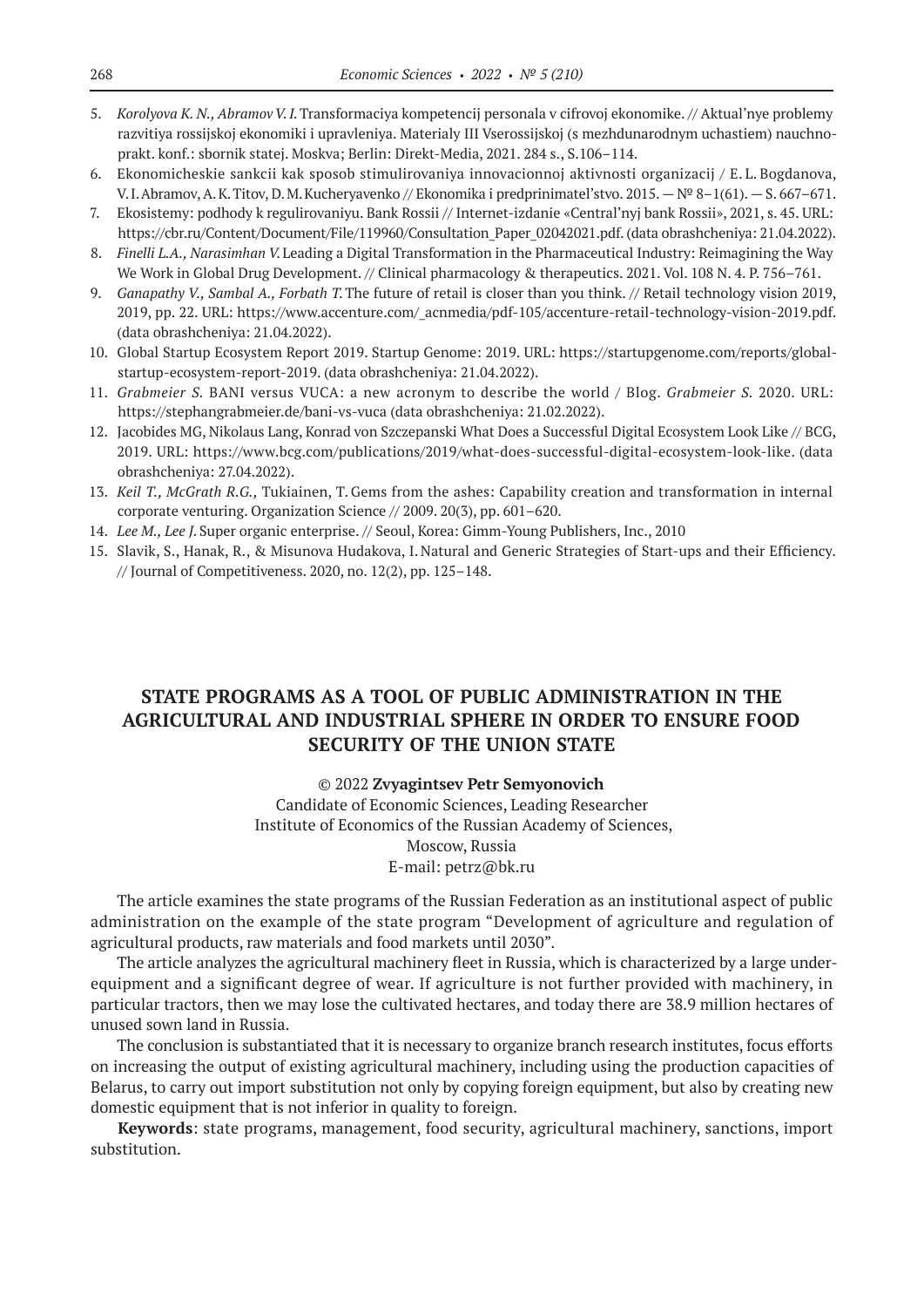5. *Korolyova K. N., Abramov V. I.* Transformaciya kompetencij personala v cifrovoj ekonomike. // Aktual'nye problemy razvitiya rossijskoj ekonomiki i upravleniya. Materialy III Vserossijskoj (s mezhdunarodnym uchastiem) nauchno-prakt. konf.: sbornik statej. Moskva; Berlin: Direkt-Media, 2021. 284 s., S.106–114.
6. Ekonomicheskie sankcii kak sposob stimulirovaniya innovacionnoj aktivnosti organizacij / E. L. Bogdanova, V. I. Abramov, A. K. Titov, D. M. Kucheryavenko // Ekonomika i predprinimatel'stvo. 2015. — № 8–1(61). — S. 667–671.
7. Ekosistemy: podhody k regulirovaniyu. Bank Rossii // Internet-izdanie «Central'nyj bank Rossii», 2021, s. 45. URL: https://cbr.ru/Content/Document/File/119960/Consultation_Paper_02042021.pdf. (data obrashcheniya: 21.04.2022).
8. *Finelli L.A., Narasimhan V.* Leading a Digital Transformation in the Pharmaceutical Industry: Reimagining the Way We Work in Global Drug Development. // Clinical pharmacology & therapeutics. 2021. Vol. 108 N. 4. P. 756–761.
9. *Ganapathy V., Sambal A., Forbath T.* The future of retail is closer than you think. // Retail technology vision 2019, 2019, pp. 22. URL: https://www.accenture.com/_acnmedia/pdf-105/accenture-retail-technology-vision-2019.pdf. (data obrashcheniya: 21.04.2022).
10. Global Startup Ecosystem Report 2019. Startup Genome: 2019. URL: https://startupgenome.com/reports/global-startup-ecosystem-report-2019. (data obrashcheniya: 21.04.2022).
11. *Grabmeier S.* BANI versus VUCA: a new acronym to describe the world / Blog. *Grabmeier S.* 2020. URL: https://stephangrabmeier.de/bani-vs-vuca (data obrashcheniya: 21.02.2022).
12. Jacobides MG, Nikolaus Lang, Konrad von Szczepanski What Does a Successful Digital Ecosystem Look Like // BCG, 2019. URL: https://www.bcg.com/publications/2019/what-does-successful-digital-ecosystem-look-like. (data obrashcheniya: 27.04.2022).
13. *Keil T., McGrath R.G.,* Tukiainen, T. Gems from the ashes: Capability creation and transformation in internal corporate venturing. Organization Science // 2009. 20(3), pp. 601–620.
14. *Lee M., Lee J.* Super organic enterprise. // Seoul, Korea: Gimm-Young Publishers, Inc., 2010
15. Slavik, S., Hanak, R., & Misunova Hudakova, I. Natural and Generic Strategies of Start-ups and their Efficiency. // Journal of Competitiveness. 2020, no. 12(2), pp. 125–148.

## STATE PROGRAMS AS A TOOL OF PUBLIC ADMINISTRATION IN THE AGRICULTURAL AND INDUSTRIAL SPHERE IN ORDER TO ENSURE FOOD SECURITY OF THE UNION STATE

© 2022 **Zvyagintsev Petr Semyonovich**
Candidate of Economic Sciences, Leading Researcher
Institute of Economics of the Russian Academy of Sciences,
Moscow, Russia
E-mail: petrz@bk.ru

The article examines the state programs of the Russian Federation as an institutional aspect of public administration on the example of the state program "Development of agriculture and regulation of agricultural products, raw materials and food markets until 2030".

The article analyzes the agricultural machinery fleet in Russia, which is characterized by a large under-equipment and a significant degree of wear. If agriculture is not further provided with machinery, in particular tractors, then we may lose the cultivated hectares, and today there are 38.9 million hectares of unused sown land in Russia.

The conclusion is substantiated that it is necessary to organize branch research institutes, focus efforts on increasing the output of existing agricultural machinery, including using the production capacities of Belarus, to carry out import substitution not only by copying foreign equipment, but also by creating new domestic equipment that is not inferior in quality to foreign.

**Keywords**: state programs, management, food security, agricultural machinery, sanctions, import substitution.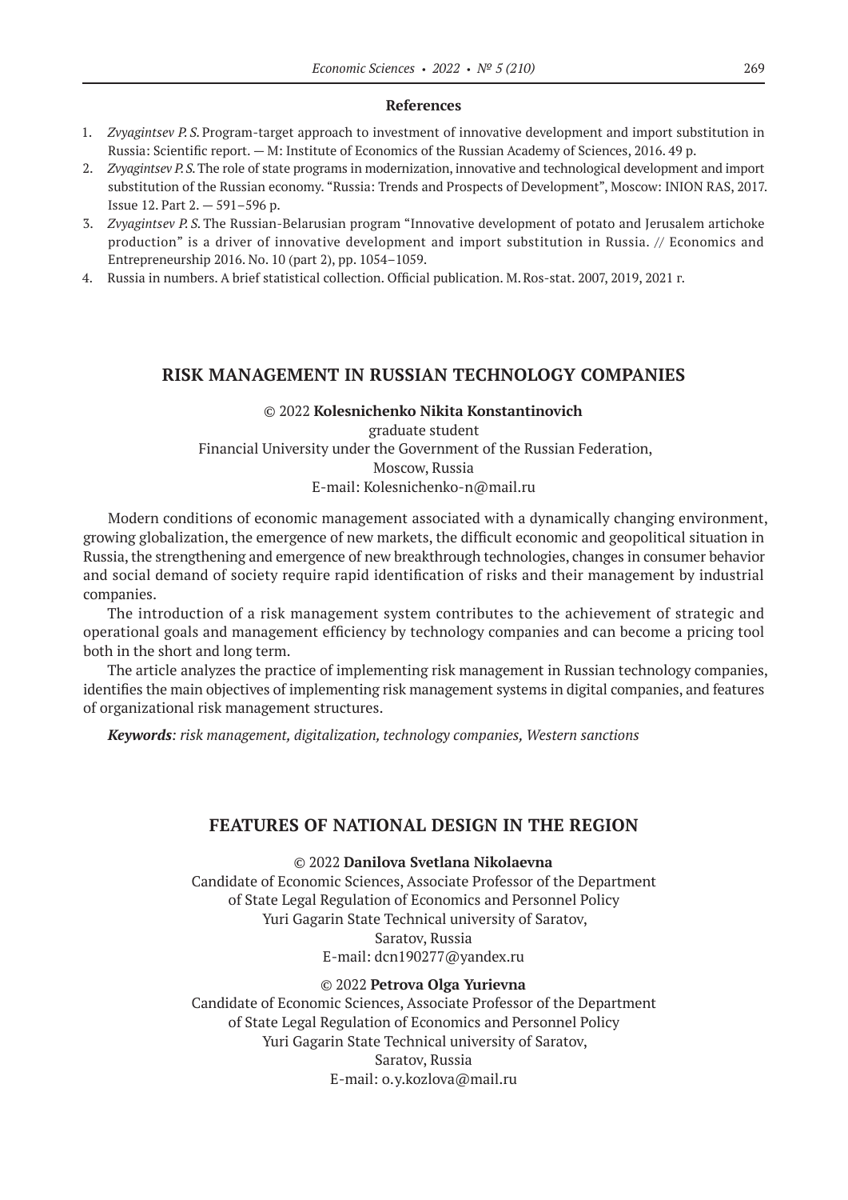### References

1. *Zvyagintsev P. S.* Program-target approach to investment of innovative development and import substitution in Russia: Scientific report. — M: Institute of Economics of the Russian Academy of Sciences, 2016. 49 p.
2. *Zvyagintsev P. S.* The role of state programs in modernization, innovative and technological development and import substitution of the Russian economy. "Russia: Trends and Prospects of Development", Moscow: INION RAS, 2017. Issue 12. Part 2. — 591–596 p.
3. *Zvyagintsev P. S.* The Russian-Belarusian program "Innovative development of potato and Jerusalem artichoke production" is a driver of innovative development and import substitution in Russia. // Economics and Entrepreneurship 2016. No. 10 (part 2), pp. 1054–1059.
4. Russia in numbers. A brief statistical collection. Official publication. M. Ros-stat. 2007, 2019, 2021 г.

## RISK MANAGEMENT IN RUSSIAN TECHNOLOGY COMPANIES

© 2022 **Kolesnichenko Nikita Konstantinovich**
graduate student
Financial University under the Government of the Russian Federation,
Moscow, Russia
E-mail: Kolesnichenko-n@mail.ru

Modern conditions of economic management associated with a dynamically changing environment, growing globalization, the emergence of new markets, the difficult economic and geopolitical situation in Russia, the strengthening and emergence of new breakthrough technologies, changes in consumer behavior and social demand of society require rapid identification of risks and their management by industrial companies.

The introduction of a risk management system contributes to the achievement of strategic and operational goals and management efficiency by technology companies and can become a pricing tool both in the short and long term.

The article analyzes the practice of implementing risk management in Russian technology companies, identifies the main objectives of implementing risk management systems in digital companies, and features of organizational risk management structures.

***Keywords****: risk management, digitalization, technology companies, Western sanctions*

## FEATURES OF NATIONAL DESIGN IN THE REGION

© 2022 **Danilova Svetlana Nikolaevna**
Candidate of Economic Sciences, Associate Professor of the Department
of State Legal Regulation of Economics and Personnel Policy
Yuri Gagarin State Technical university of Saratov,
Saratov, Russia
E-mail: dcn190277@yandex.ru

© 2022 **Petrova Olga Yurievna**
Candidate of Economic Sciences, Associate Professor of the Department
of State Legal Regulation of Economics and Personnel Policy
Yuri Gagarin State Technical university of Saratov,
Saratov, Russia
E-mail: o.y.kozlova@mail.ru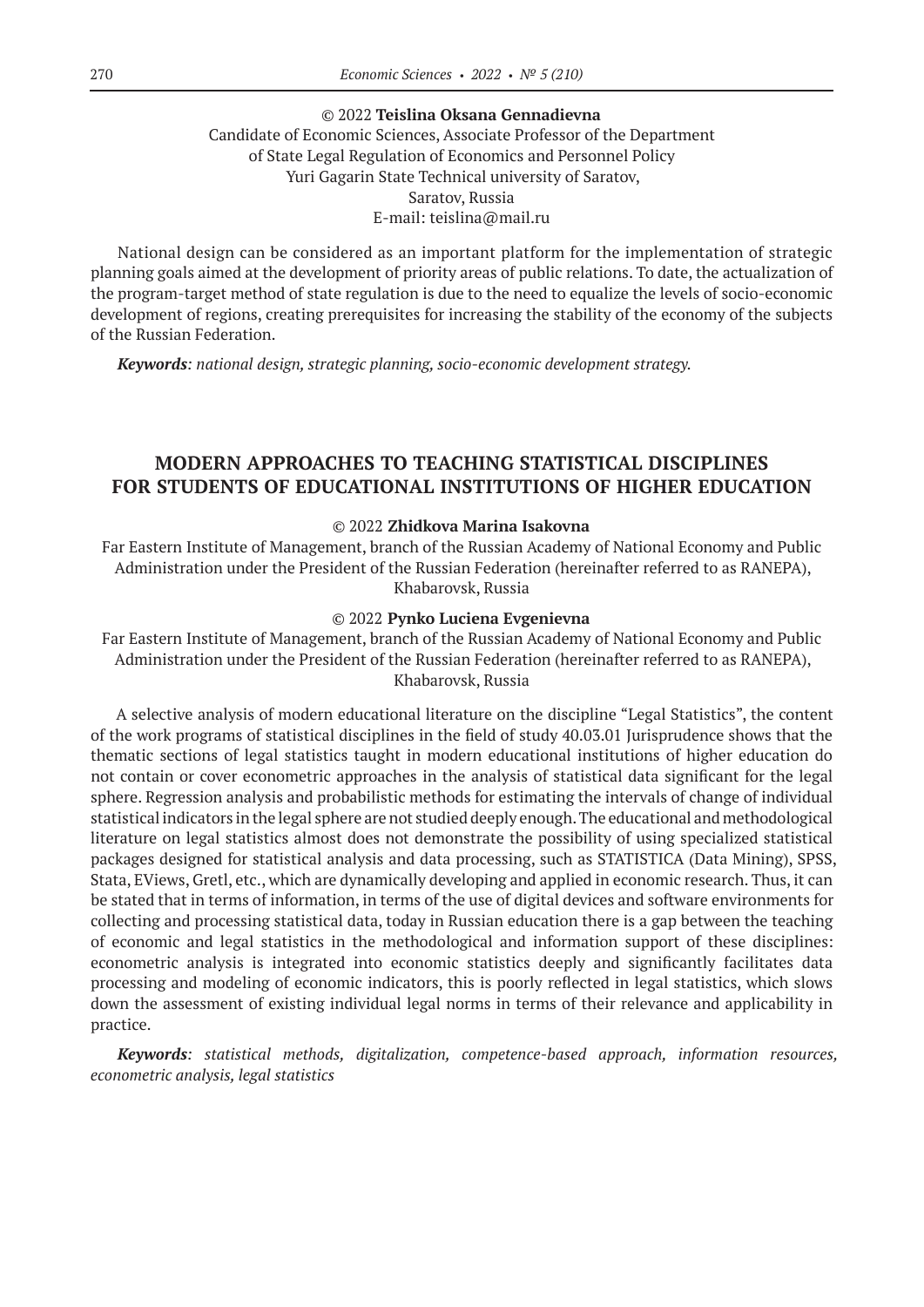© 2022 **Teislina Oksana Gennadievna**
Candidate of Economic Sciences, Associate Professor of the Department
of State Legal Regulation of Economics and Personnel Policy
Yuri Gagarin State Technical university of Saratov,
Saratov, Russia
E-mail: teislina@mail.ru

National design can be considered as an important platform for the implementation of strategic planning goals aimed at the development of priority areas of public relations. To date, the actualization of the program-target method of state regulation is due to the need to equalize the levels of socio-economic development of regions, creating prerequisites for increasing the stability of the economy of the subjects of the Russian Federation.

***Keywords**: national design, strategic planning, socio-economic development strategy.*

## MODERN APPROACHES TO TEACHING STATISTICAL DISCIPLINES FOR STUDENTS OF EDUCATIONAL INSTITUTIONS OF HIGHER EDUCATION

© 2022 **Zhidkova Marina Isakovna**
Far Eastern Institute of Management, branch of the Russian Academy of National Economy and Public Administration under the President of the Russian Federation (hereinafter referred to as RANEPA),
Khabarovsk, Russia

© 2022 **Pynko Luciena Evgenievna**
Far Eastern Institute of Management, branch of the Russian Academy of National Economy and Public Administration under the President of the Russian Federation (hereinafter referred to as RANEPA),
Khabarovsk, Russia

A selective analysis of modern educational literature on the discipline "Legal Statistics", the content of the work programs of statistical disciplines in the field of study 40.03.01 Jurisprudence shows that the thematic sections of legal statistics taught in modern educational institutions of higher education do not contain or cover econometric approaches in the analysis of statistical data significant for the legal sphere. Regression analysis and probabilistic methods for estimating the intervals of change of individual statistical indicators in the legal sphere are not studied deeply enough. The educational and methodological literature on legal statistics almost does not demonstrate the possibility of using specialized statistical packages designed for statistical analysis and data processing, such as STATISTICA (Data Mining), SPSS, Stata, EViews, Gretl, etc., which are dynamically developing and applied in economic research. Thus, it can be stated that in terms of information, in terms of the use of digital devices and software environments for collecting and processing statistical data, today in Russian education there is a gap between the teaching of economic and legal statistics in the methodological and information support of these disciplines: econometric analysis is integrated into economic statistics deeply and significantly facilitates data processing and modeling of economic indicators, this is poorly reflected in legal statistics, which slows down the assessment of existing individual legal norms in terms of their relevance and applicability in practice.

***Keywords**: statistical methods, digitalization, competence-based approach, information resources, econometric analysis, legal statistics*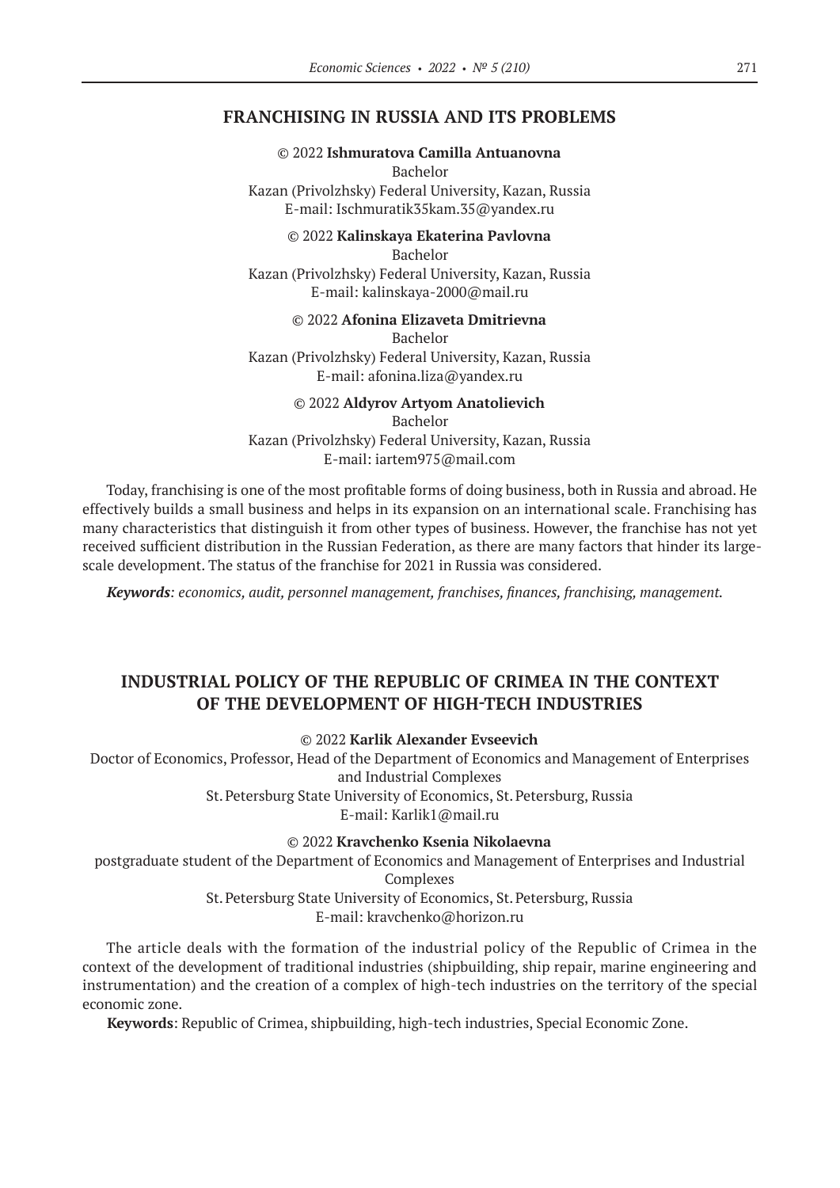## FRANCHISING IN RUSSIA AND ITS PROBLEMS

© 2022 **Ishmuratova Camilla Antuanovna**
Bachelor
Kazan (Privolzhsky) Federal University, Kazan, Russia
E-mail: Ischmuratik35kam.35@yandex.ru

© 2022 **Kalinskaya Ekaterina Pavlovna**
Bachelor
Kazan (Privolzhsky) Federal University, Kazan, Russia
E-mail: kalinskaya-2000@mail.ru

© 2022 **Afonina Elizaveta Dmitrievna**
Bachelor
Kazan (Privolzhsky) Federal University, Kazan, Russia
E-mail: afonina.liza@yandex.ru

© 2022 **Aldyrov Artyom Anatolievich**
Bachelor
Kazan (Privolzhsky) Federal University, Kazan, Russia
E-mail: iartem975@mail.com

Today, franchising is one of the most profitable forms of doing business, both in Russia and abroad. He effectively builds a small business and helps in its expansion on an international scale. Franchising has many characteristics that distinguish it from other types of business. However, the franchise has not yet received sufficient distribution in the Russian Federation, as there are many factors that hinder its large-scale development. The status of the franchise for 2021 in Russia was considered.

***Keywords****: economics, audit, personnel management, franchises, finances, franchising, management.*

## INDUSTRIAL POLICY OF THE REPUBLIC OF CRIMEA IN THE CONTEXT OF THE DEVELOPMENT OF HIGH-TECH INDUSTRIES

© 2022 **Karlik Alexander Evseevich**
Doctor of Economics, Professor, Head of the Department of Economics and Management of Enterprises and Industrial Complexes
St. Petersburg State University of Economics, St. Petersburg, Russia
E-mail: Karlik1@mail.ru

© 2022 **Kravchenko Ksenia Nikolaevna**
postgraduate student of the Department of Economics and Management of Enterprises and Industrial Complexes
St. Petersburg State University of Economics, St. Petersburg, Russia
E-mail: kravchenko@horizon.ru

The article deals with the formation of the industrial policy of the Republic of Crimea in the context of the development of traditional industries (shipbuilding, ship repair, marine engineering and instrumentation) and the creation of a complex of high-tech industries on the territory of the special economic zone.

**Keywords**: Republic of Crimea, shipbuilding, high-tech industries, Special Economic Zone.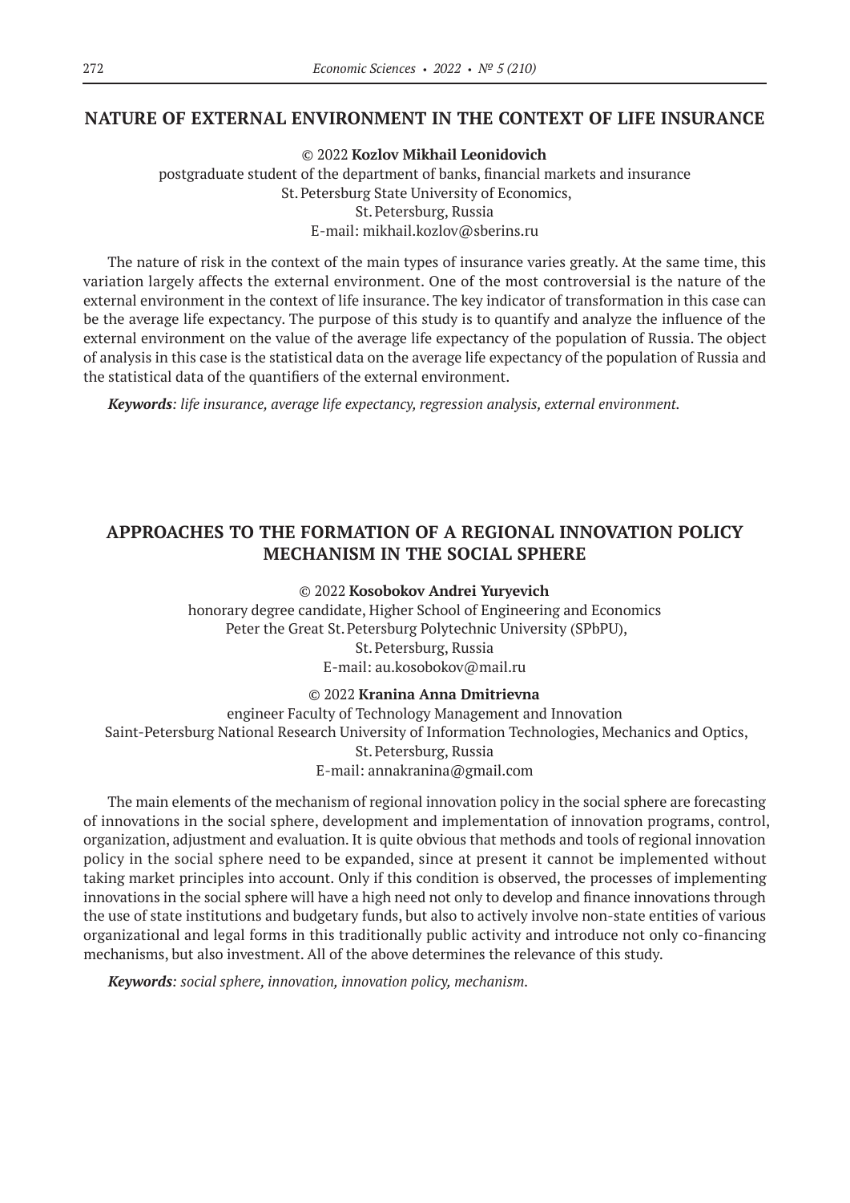## NATURE OF EXTERNAL ENVIRONMENT IN THE CONTEXT OF LIFE INSURANCE

© 2022 **Kozlov Mikhail Leonidovich**
postgraduate student of the department of banks, financial markets and insurance
St. Petersburg State University of Economics,
St. Petersburg, Russia
E-mail: mikhail.kozlov@sberins.ru

The nature of risk in the context of the main types of insurance varies greatly. At the same time, this variation largely affects the external environment. One of the most controversial is the nature of the external environment in the context of life insurance. The key indicator of transformation in this case can be the average life expectancy. The purpose of this study is to quantify and analyze the influence of the external environment on the value of the average life expectancy of the population of Russia. The object of analysis in this case is the statistical data on the average life expectancy of the population of Russia and the statistical data of the quantifiers of the external environment.

***Keywords**: life insurance, average life expectancy, regression analysis, external environment.*

## APPROACHES TO THE FORMATION OF A REGIONAL INNOVATION POLICY MECHANISM IN THE SOCIAL SPHERE

© 2022 **Kosobokov Andrei Yuryevich**
honorary degree candidate, Higher School of Engineering and Economics
Peter the Great St. Petersburg Polytechnic University (SPbPU),
St. Petersburg, Russia
E-mail: au.kosobokov@mail.ru

© 2022 **Kranina Anna Dmitrievna**
engineer Faculty of Technology Management and Innovation
Saint-Petersburg National Research University of Information Technologies, Mechanics and Optics,
St. Petersburg, Russia
E-mail: annakranina@gmail.com

The main elements of the mechanism of regional innovation policy in the social sphere are forecasting of innovations in the social sphere, development and implementation of innovation programs, control, organization, adjustment and evaluation. It is quite obvious that methods and tools of regional innovation policy in the social sphere need to be expanded, since at present it cannot be implemented without taking market principles into account. Only if this condition is observed, the processes of implementing innovations in the social sphere will have a high need not only to develop and finance innovations through the use of state institutions and budgetary funds, but also to actively involve non-state entities of various organizational and legal forms in this traditionally public activity and introduce not only co-financing mechanisms, but also investment. All of the above determines the relevance of this study.

***Keywords**: social sphere, innovation, innovation policy, mechanism.*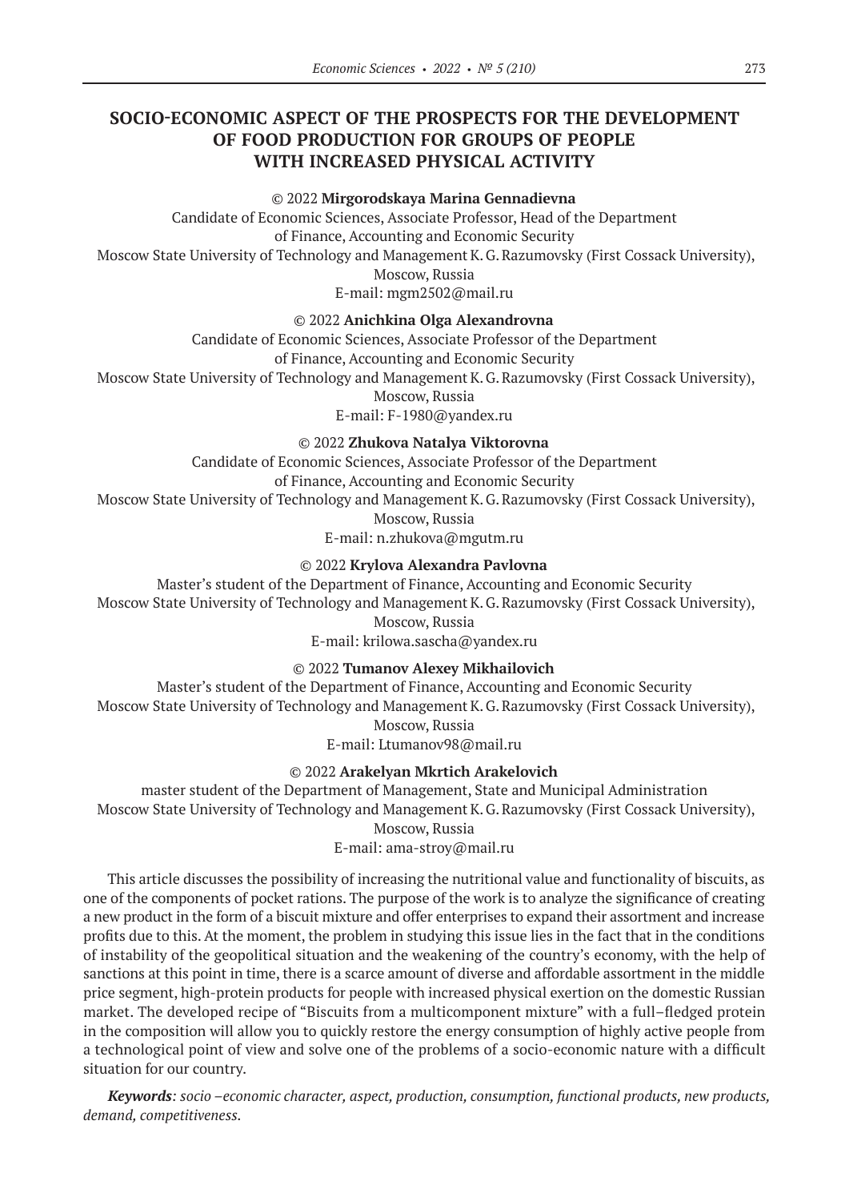# SOCIO-ECONOMIC ASPECT OF THE PROSPECTS FOR THE DEVELOPMENT OF FOOD PRODUCTION FOR GROUPS OF PEOPLE WITH INCREASED PHYSICAL ACTIVITY

© 2022 **Mirgorodskaya Marina Gennadievna**
Candidate of Economic Sciences, Associate Professor, Head of the Department of Finance, Accounting and Economic Security
Moscow State University of Technology and Management K. G. Razumovsky (First Cossack University), Moscow, Russia
E-mail: mgm2502@mail.ru

© 2022 **Anichkina Olga Alexandrovna**
Candidate of Economic Sciences, Associate Professor of the Department of Finance, Accounting and Economic Security
Moscow State University of Technology and Management K. G. Razumovsky (First Cossack University), Moscow, Russia
E-mail: F-1980@yandex.ru

© 2022 **Zhukova Natalya Viktorovna**
Candidate of Economic Sciences, Associate Professor of the Department of Finance, Accounting and Economic Security
Moscow State University of Technology and Management K. G. Razumovsky (First Cossack University), Moscow, Russia
E-mail: n.zhukova@mgutm.ru

© 2022 **Krylova Alexandra Pavlovna**
Master's student of the Department of Finance, Accounting and Economic Security
Moscow State University of Technology and Management K. G. Razumovsky (First Cossack University), Moscow, Russia
E-mail: krilowa.sascha@yandex.ru

© 2022 **Tumanov Alexey Mikhailovich**
Master's student of the Department of Finance, Accounting and Economic Security
Moscow State University of Technology and Management K. G. Razumovsky (First Cossack University), Moscow, Russia
E-mail: Ltumanov98@mail.ru

© 2022 **Arakelyan Mkrtich Arakelovich**
master student of the Department of Management, State and Municipal Administration
Moscow State University of Technology and Management K. G. Razumovsky (First Cossack University), Moscow, Russia
E-mail: ama-stroy@mail.ru

This article discusses the possibility of increasing the nutritional value and functionality of biscuits, as one of the components of pocket rations. The purpose of the work is to analyze the significance of creating a new product in the form of a biscuit mixture and offer enterprises to expand their assortment and increase profits due to this. At the moment, the problem in studying this issue lies in the fact that in the conditions of instability of the geopolitical situation and the weakening of the country's economy, with the help of sanctions at this point in time, there is a scarce amount of diverse and affordable assortment in the middle price segment, high-protein products for people with increased physical exertion on the domestic Russian market. The developed recipe of "Biscuits from a multicomponent mixture" with a full–fledged protein in the composition will allow you to quickly restore the energy consumption of highly active people from a technological point of view and solve one of the problems of a socio-economic nature with a difficult situation for our country.

***Keywords****: socio –economic character, aspect, production, consumption, functional products, new products, demand, competitiveness.*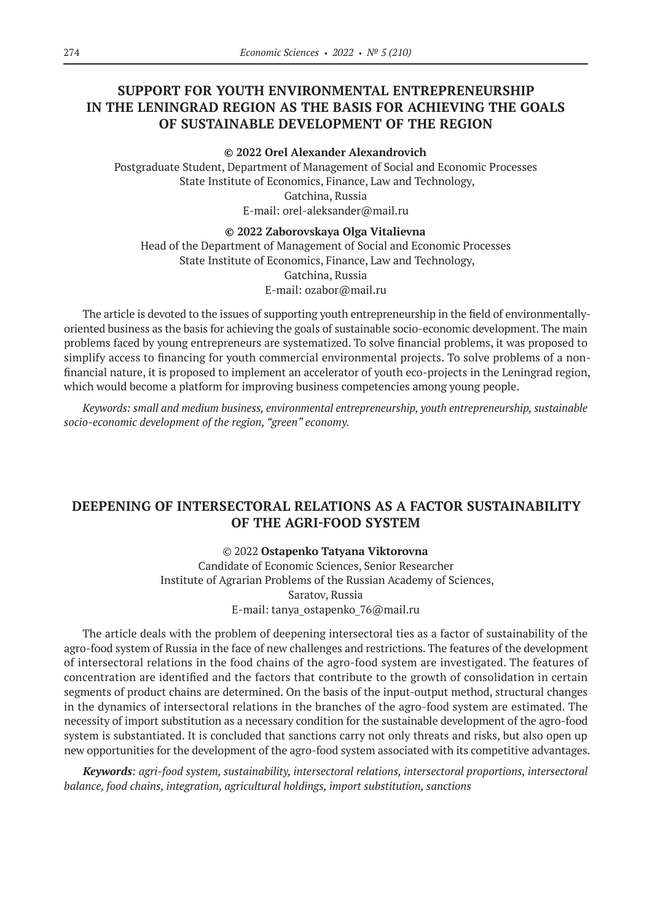## SUPPORT FOR YOUTH ENVIRONMENTAL ENTREPRENEURSHIP IN THE LENINGRAD REGION AS THE BASIS FOR ACHIEVING THE GOALS OF SUSTAINABLE DEVELOPMENT OF THE REGION

**© 2022 Orel Alexander Alexandrovich**

Postgraduate Student, Department of Management of Social and Economic Processes
State Institute of Economics, Finance, Law and Technology,
Gatchina, Russia
E-mail: orel-aleksander@mail.ru

**© 2022 Zaborovskaya Olga Vitalievna**

Head of the Department of Management of Social and Economic Processes
State Institute of Economics, Finance, Law and Technology,
Gatchina, Russia
E-mail: ozabor@mail.ru

The article is devoted to the issues of supporting youth entrepreneurship in the field of environmentally-oriented business as the basis for achieving the goals of sustainable socio-economic development. The main problems faced by young entrepreneurs are systematized. To solve financial problems, it was proposed to simplify access to financing for youth commercial environmental projects. To solve problems of a non-financial nature, it is proposed to implement an accelerator of youth eco-projects in the Leningrad region, which would become a platform for improving business competencies among young people.

*Keywords: small and medium business, environmental entrepreneurship, youth entrepreneurship, sustainable socio-economic development of the region, "green" economy.*

## DEEPENING OF INTERSECTORAL RELATIONS AS A FACTOR SUSTAINABILITY OF THE AGRI-FOOD SYSTEM

© 2022 **Ostapenko Tatyana Viktorovna**

Candidate of Economic Sciences, Senior Researcher
Institute of Agrarian Problems of the Russian Academy of Sciences,
Saratov, Russia
E-mail: tanya_ostapenko_76@mail.ru

The article deals with the problem of deepening intersectoral ties as a factor of sustainability of the agro-food system of Russia in the face of new challenges and restrictions. The features of the development of intersectoral relations in the food chains of the agro-food system are investigated. The features of concentration are identified and the factors that contribute to the growth of consolidation in certain segments of product chains are determined. On the basis of the input-output method, structural changes in the dynamics of intersectoral relations in the branches of the agro-food system are estimated. The necessity of import substitution as a necessary condition for the sustainable development of the agro-food system is substantiated. It is concluded that sanctions carry not only threats and risks, but also open up new opportunities for the development of the agro-food system associated with its competitive advantages.

***Keywords**: agri-food system, sustainability, intersectoral relations, intersectoral proportions, intersectoral balance, food chains, integration, agricultural holdings, import substitution, sanctions*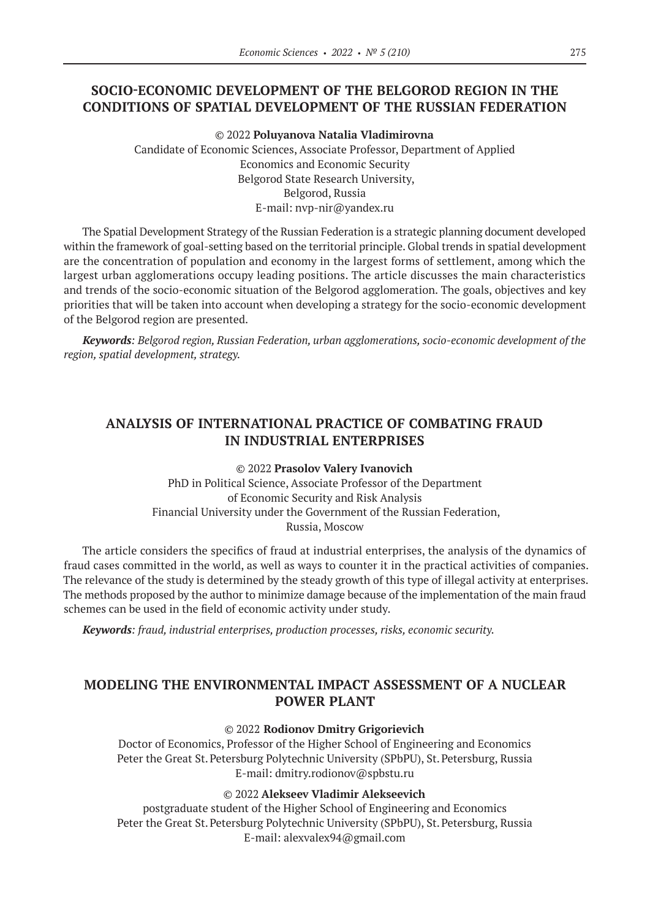## SOCIO-ECONOMIC DEVELOPMENT OF THE BELGOROD REGION IN THE CONDITIONS OF SPATIAL DEVELOPMENT OF THE RUSSIAN FEDERATION

© 2022 **Poluyanova Natalia Vladimirovna**
Candidate of Economic Sciences, Associate Professor, Department of Applied Economics and Economic Security
Belgorod State Research University,
Belgorod, Russia
E-mail: nvp-nir@yandex.ru

The Spatial Development Strategy of the Russian Federation is a strategic planning document developed within the framework of goal-setting based on the territorial principle. Global trends in spatial development are the concentration of population and economy in the largest forms of settlement, among which the largest urban agglomerations occupy leading positions. The article discusses the main characteristics and trends of the socio-economic situation of the Belgorod agglomeration. The goals, objectives and key priorities that will be taken into account when developing a strategy for the socio-economic development of the Belgorod region are presented.

***Keywords**: Belgorod region, Russian Federation, urban agglomerations, socio-economic development of the region, spatial development, strategy.*

## ANALYSIS OF INTERNATIONAL PRACTICE OF COMBATING FRAUD IN INDUSTRIAL ENTERPRISES

© 2022 **Prasolov Valery Ivanovich**
PhD in Political Science, Associate Professor of the Department of Economic Security and Risk Analysis
Financial University under the Government of the Russian Federation,
Russia, Moscow

The article considers the specifics of fraud at industrial enterprises, the analysis of the dynamics of fraud cases committed in the world, as well as ways to counter it in the practical activities of companies. The relevance of the study is determined by the steady growth of this type of illegal activity at enterprises. The methods proposed by the author to minimize damage because of the implementation of the main fraud schemes can be used in the field of economic activity under study.

***Keywords**: fraud, industrial enterprises, production processes, risks, economic security.*

## MODELING THE ENVIRONMENTAL IMPACT ASSESSMENT OF A NUCLEAR POWER PLANT

© 2022 **Rodionov Dmitry Grigorievich**
Doctor of Economics, Professor of the Higher School of Engineering and Economics
Peter the Great St. Petersburg Polytechnic University (SPbPU), St. Petersburg, Russia
E-mail: dmitry.rodionov@spbstu.ru

© 2022 **Alekseev Vladimir Alekseevich**
postgraduate student of the Higher School of Engineering and Economics
Peter the Great St. Petersburg Polytechnic University (SPbPU), St. Petersburg, Russia
E-mail: alexvalex94@gmail.com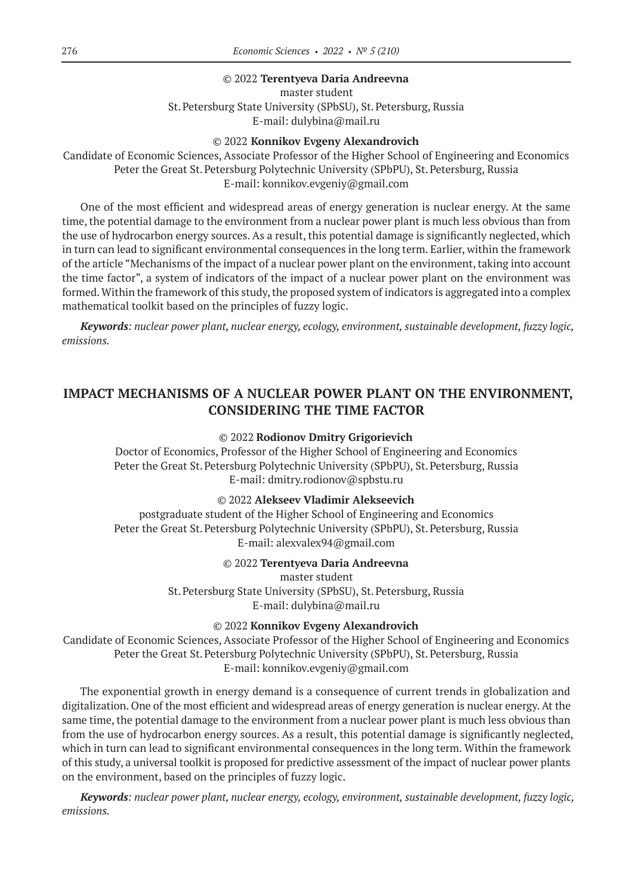© 2022 **Terentyeva Daria Andreevna**
master student
St. Petersburg State University (SPbSU), St. Petersburg, Russia
E-mail: dulybina@mail.ru

© 2022 **Konnikov Evgeny Alexandrovich**
Candidate of Economic Sciences, Associate Professor of the Higher School of Engineering and Economics
Peter the Great St. Petersburg Polytechnic University (SPbPU), St. Petersburg, Russia
E-mail: konnikov.evgeniy@gmail.com

One of the most efficient and widespread areas of energy generation is nuclear energy. At the same time, the potential damage to the environment from a nuclear power plant is much less obvious than from the use of hydrocarbon energy sources. As a result, this potential damage is significantly neglected, which in turn can lead to significant environmental consequences in the long term. Earlier, within the framework of the article "Mechanisms of the impact of a nuclear power plant on the environment, taking into account the time factor", a system of indicators of the impact of a nuclear power plant on the environment was formed. Within the framework of this study, the proposed system of indicators is aggregated into a complex mathematical toolkit based on the principles of fuzzy logic.

***Keywords**: nuclear power plant, nuclear energy, ecology, environment, sustainable development, fuzzy logic, emissions.*

## IMPACT MECHANISMS OF A NUCLEAR POWER PLANT ON THE ENVIRONMENT, CONSIDERING THE TIME FACTOR

© 2022 **Rodionov Dmitry Grigorievich**
Doctor of Economics, Professor of the Higher School of Engineering and Economics
Peter the Great St. Petersburg Polytechnic University (SPbPU), St. Petersburg, Russia
E-mail: dmitry.rodionov@spbstu.ru

© 2022 **Alekseev Vladimir Alekseevich**
postgraduate student of the Higher School of Engineering and Economics
Peter the Great St. Petersburg Polytechnic University (SPbPU), St. Petersburg, Russia
E-mail: alexvalex94@gmail.com

© 2022 **Terentyeva Daria Andreevna**
master student
St. Petersburg State University (SPbSU), St. Petersburg, Russia
E-mail: dulybina@mail.ru

© 2022 **Konnikov Evgeny Alexandrovich**
Candidate of Economic Sciences, Associate Professor of the Higher School of Engineering and Economics
Peter the Great St. Petersburg Polytechnic University (SPbPU), St. Petersburg, Russia
E-mail: konnikov.evgeniy@gmail.com

The exponential growth in energy demand is a consequence of current trends in globalization and digitalization. One of the most efficient and widespread areas of energy generation is nuclear energy. At the same time, the potential damage to the environment from a nuclear power plant is much less obvious than from the use of hydrocarbon energy sources. As a result, this potential damage is significantly neglected, which in turn can lead to significant environmental consequences in the long term. Within the framework of this study, a universal toolkit is proposed for predictive assessment of the impact of nuclear power plants on the environment, based on the principles of fuzzy logic.

***Keywords**: nuclear power plant, nuclear energy, ecology, environment, sustainable development, fuzzy logic, emissions.*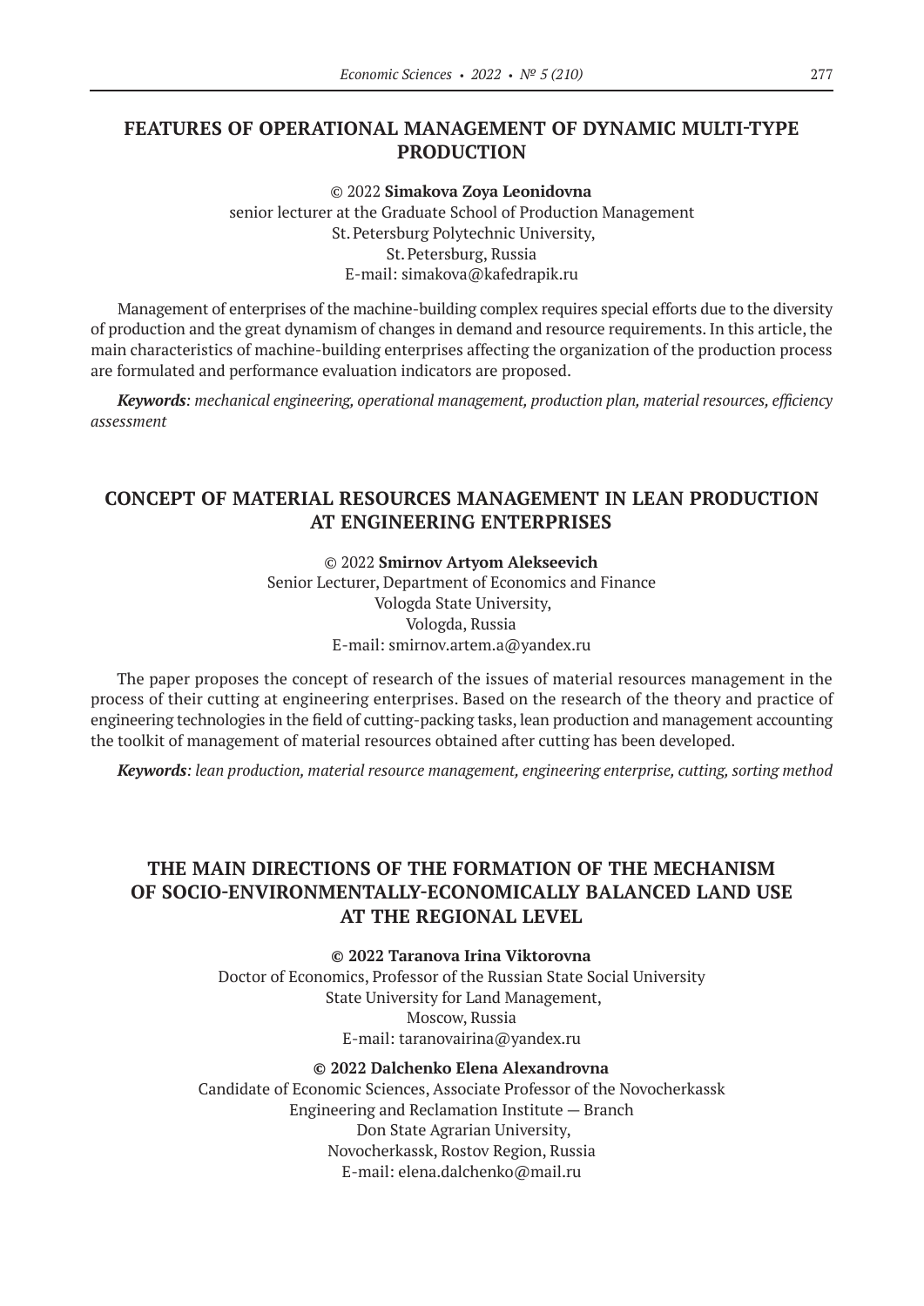## FEATURES OF OPERATIONAL MANAGEMENT OF DYNAMIC MULTI-TYPE PRODUCTION

© 2022 **Simakova Zoya Leonidovna**
senior lecturer at the Graduate School of Production Management
St. Petersburg Polytechnic University,
St. Petersburg, Russia
E-mail: simakova@kafedrapik.ru

Management of enterprises of the machine-building complex requires special efforts due to the diversity of production and the great dynamism of changes in demand and resource requirements. In this article, the main characteristics of machine-building enterprises affecting the organization of the production process are formulated and performance evaluation indicators are proposed.

***Keywords****: mechanical engineering, operational management, production plan, material resources, efficiency assessment*

## CONCEPT OF MATERIAL RESOURCES MANAGEMENT IN LEAN PRODUCTION AT ENGINEERING ENTERPRISES

© 2022 **Smirnov Artyom Alekseevich**
Senior Lecturer, Department of Economics and Finance
Vologda State University,
Vologda, Russia
E-mail: smirnov.artem.a@yandex.ru

The paper proposes the concept of research of the issues of material resources management in the process of their cutting at engineering enterprises. Based on the research of the theory and practice of engineering technologies in the field of cutting-packing tasks, lean production and management accounting the toolkit of management of material resources obtained after cutting has been developed.

***Keywords****: lean production, material resource management, engineering enterprise, cutting, sorting method*

## THE MAIN DIRECTIONS OF THE FORMATION OF THE MECHANISM OF SOCIO-ENVIRONMENTALLY-ECONOMICALLY BALANCED LAND USE AT THE REGIONAL LEVEL

**© 2022 Taranova Irina Viktorovna**
Doctor of Economics, Professor of the Russian State Social University
State University for Land Management,
Moscow, Russia
E-mail: taranovairina@yandex.ru

**© 2022 Dalchenko Elena Alexandrovna**
Candidate of Economic Sciences, Associate Professor of the Novocherkassk
Engineering and Reclamation Institute — Branch
Don State Agrarian University,
Novocherkassk, Rostov Region, Russia
E-mail: elena.dalchenko@mail.ru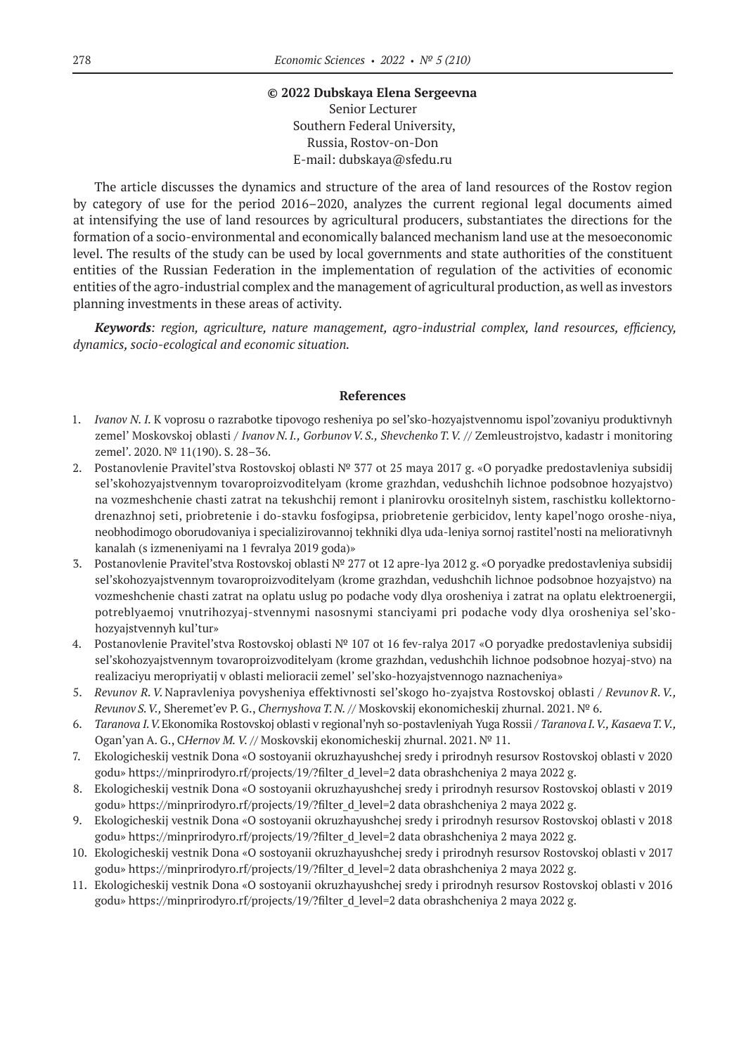**© 2022 Dubskaya Elena Sergeevna**
Senior Lecturer
Southern Federal University,
Russia, Rostov-on-Don
E-mail: dubskaya@sfedu.ru

The article discusses the dynamics and structure of the area of land resources of the Rostov region by category of use for the period 2016–2020, analyzes the current regional legal documents aimed at intensifying the use of land resources by agricultural producers, substantiates the directions for the formation of a socio-environmental and economically balanced mechanism land use at the mesoeconomic level. The results of the study can be used by local governments and state authorities of the constituent entities of the Russian Federation in the implementation of regulation of the activities of economic entities of the agro-industrial complex and the management of agricultural production, as well as investors planning investments in these areas of activity.

***Keywords****: region, agriculture, nature management, agro-industrial complex, land resources, efficiency, dynamics, socio-ecological and economic situation.*

## References

1. *Ivanov N. I.* K voprosu o razrabotke tipovogo resheniya po sel'sko-hozyajstvennomu ispol'zovaniyu produktivnyh zemel' Moskovskoj oblasti / *Ivanov N. I., Gorbunov V. S., Shevchenko T. V.* // Zemleustrojstvo, kadastr i monitoring zemel'. 2020. № 11(190). S. 28–36.
2. Postanovlenie Pravitel'stva Rostovskoj oblasti № 377 ot 25 maya 2017 g. «O poryadke predostavleniya subsidij sel'skohozyajstvennym tovaroproizvoditelyam (krome grazhdan, vedushchih lichnoe podsobnoe hozyajstvo) na vozmeshchenie chasti zatrat na tekushchij remont i planirovku orositelnyh sistem, raschistku kollektorno-drenazhnoj seti, priobretenie i do-stavku fosfogipsa, priobretenie gerbicidov, lenty kapel'nogo oroshe-niya, neobhodimogo oborudovaniya i specializirovannoj tekhniki dlya uda-leniya sornoj rastitel'nosti na meliorativnyh kanalah (s izmeneniyami na 1 fevralya 2019 goda)»
3. Postanovlenie Pravitel'stva Rostovskoj oblasti № 277 ot 12 apre-lya 2012 g. «O poryadke predostavleniya subsidij sel'skohozyajstvennym tovaroproizvoditelyam (krome grazhdan, vedushchih lichnoe podsobnoe hozyajstvo) na vozmeshchenie chasti zatrat na oplatu uslug po podache vody dlya orosheniya i zatrat na oplatu elektroenergii, potreblyaemoj vnutrihozyaj-stvennymi nasosnymi stanciyami pri podache vody dlya orosheniya sel'sko-hozyajstvennyh kul'tur»
4. Postanovlenie Pravitel'stva Rostovskoj oblasti № 107 ot 16 fev-ralya 2017 «O poryadke predostavleniya subsidij sel'skohozyajstvennym tovaroproizvoditelyam (krome grazhdan, vedushchih lichnoe podsobnoe hozyaj-stvo) na realizaciyu meropriyatij v oblasti melioracii zemel' sel'sko-hozyajstvennogo naznacheniya»
5. *Revunov R. V.* Napravleniya povysheniya effektivnosti sel'skogo ho-zyajstva Rostovskoj oblasti / *Revunov R. V., Revunov S. V.,* Sheremet'ev P. G., *Chernyshova T. N.* // Moskovskij ekonomicheskij zhurnal. 2021. № 6.
6. *Taranova I. V.* Ekonomika Rostovskoj oblasti v regional'nyh so-postavleniyah Yuga Rossii / *Taranova I. V., Kasaeva T. V.,* Ogan'yan A. G., C*Hernov M. V.* // Moskovskij ekonomicheskij zhurnal. 2021. № 11.
7. Ekologicheskij vestnik Dona «O sostoyanii okruzhayushchej sredy i prirodnyh resursov Rostovskoj oblasti v 2020 godu» https://minprirodyro.rf/projects/19/?filter_d_level=2 data obrashcheniya 2 maya 2022 g.
8. Ekologicheskij vestnik Dona «O sostoyanii okruzhayushchej sredy i prirodnyh resursov Rostovskoj oblasti v 2019 godu» https://minprirodyro.rf/projects/19/?filter_d_level=2 data obrashcheniya 2 maya 2022 g.
9. Ekologicheskij vestnik Dona «O sostoyanii okruzhayushchej sredy i prirodnyh resursov Rostovskoj oblasti v 2018 godu» https://minprirodyro.rf/projects/19/?filter_d_level=2 data obrashcheniya 2 maya 2022 g.
10. Ekologicheskij vestnik Dona «O sostoyanii okruzhayushchej sredy i prirodnyh resursov Rostovskoj oblasti v 2017 godu» https://minprirodyro.rf/projects/19/?filter_d_level=2 data obrashcheniya 2 maya 2022 g.
11. Ekologicheskij vestnik Dona «O sostoyanii okruzhayushchej sredy i prirodnyh resursov Rostovskoj oblasti v 2016 godu» https://minprirodyro.rf/projects/19/?filter_d_level=2 data obrashcheniya 2 maya 2022 g.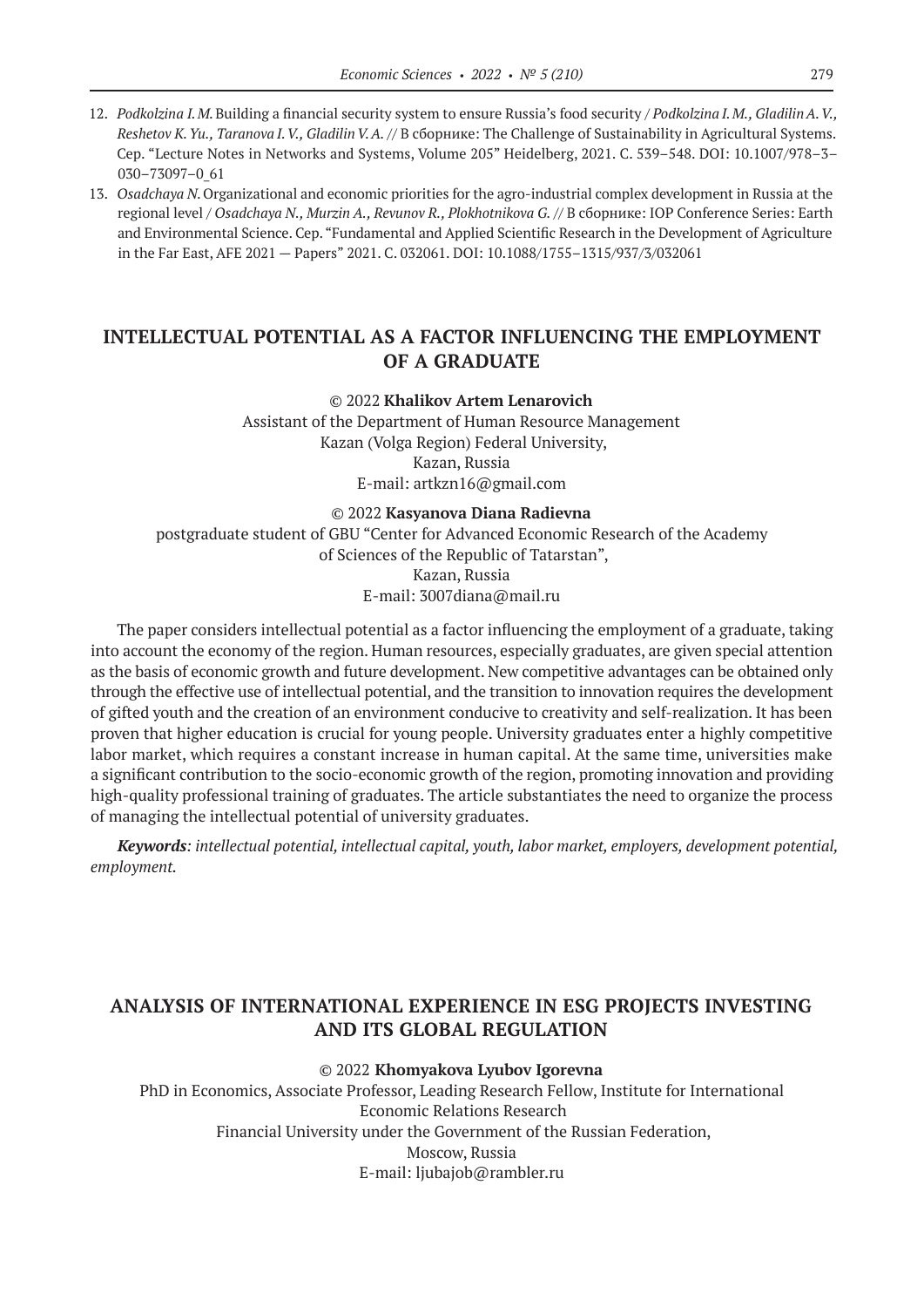12. *Podkolzina I.M.* Building a financial security system to ensure Russia's food security / *Podkolzina I.M., Gladilin A.V., Reshetov K.Yu., Taranova I.V., Gladilin V.A.* // В сборнике: The Challenge of Sustainability in Agricultural Systems. Сер. "Lecture Notes in Networks and Systems, Volume 205" Heidelberg, 2021. С. 539–548. DOI: 10.1007/978–3–030–73097–0_61
13. *Osadchaya N.* Organizational and economic priorities for the agro-industrial complex development in Russia at the regional level / *Osadchaya N., Murzin A., Revunov R., Plokhotnikova G.* // В сборнике: IOP Conference Series: Earth and Environmental Science. Сер. "Fundamental and Applied Scientific Research in the Development of Agriculture in the Far East, AFE 2021 — Papers" 2021. С. 032061. DOI: 10.1088/1755–1315/937/3/032061

## INTELLECTUAL POTENTIAL AS A FACTOR INFLUENCING THE EMPLOYMENT OF A GRADUATE

© 2022 **Khalikov Artem Lenarovich**
Assistant of the Department of Human Resource Management
Kazan (Volga Region) Federal University,
Kazan, Russia
E-mail: artkzn16@gmail.com

© 2022 **Kasyanova Diana Radievna**
postgraduate student of GBU "Center for Advanced Economic Research of the Academy of Sciences of the Republic of Tatarstan",
Kazan, Russia
E-mail: 3007diana@mail.ru

The paper considers intellectual potential as a factor influencing the employment of a graduate, taking into account the economy of the region. Human resources, especially graduates, are given special attention as the basis of economic growth and future development. New competitive advantages can be obtained only through the effective use of intellectual potential, and the transition to innovation requires the development of gifted youth and the creation of an environment conducive to creativity and self-realization. It has been proven that higher education is crucial for young people. University graduates enter a highly competitive labor market, which requires a constant increase in human capital. At the same time, universities make a significant contribution to the socio-economic growth of the region, promoting innovation and providing high-quality professional training of graduates. The article substantiates the need to organize the process of managing the intellectual potential of university graduates.

***Keywords****: intellectual potential, intellectual capital, youth, labor market, employers, development potential, employment.*

## ANALYSIS OF INTERNATIONAL EXPERIENCE IN ESG PROJECTS INVESTING AND ITS GLOBAL REGULATION

© 2022 **Khomyakova Lyubov Igorevna**
PhD in Economics, Associate Professor, Leading Research Fellow, Institute for International Economic Relations Research
Financial University under the Government of the Russian Federation,
Moscow, Russia
E-mail: ljubajob@rambler.ru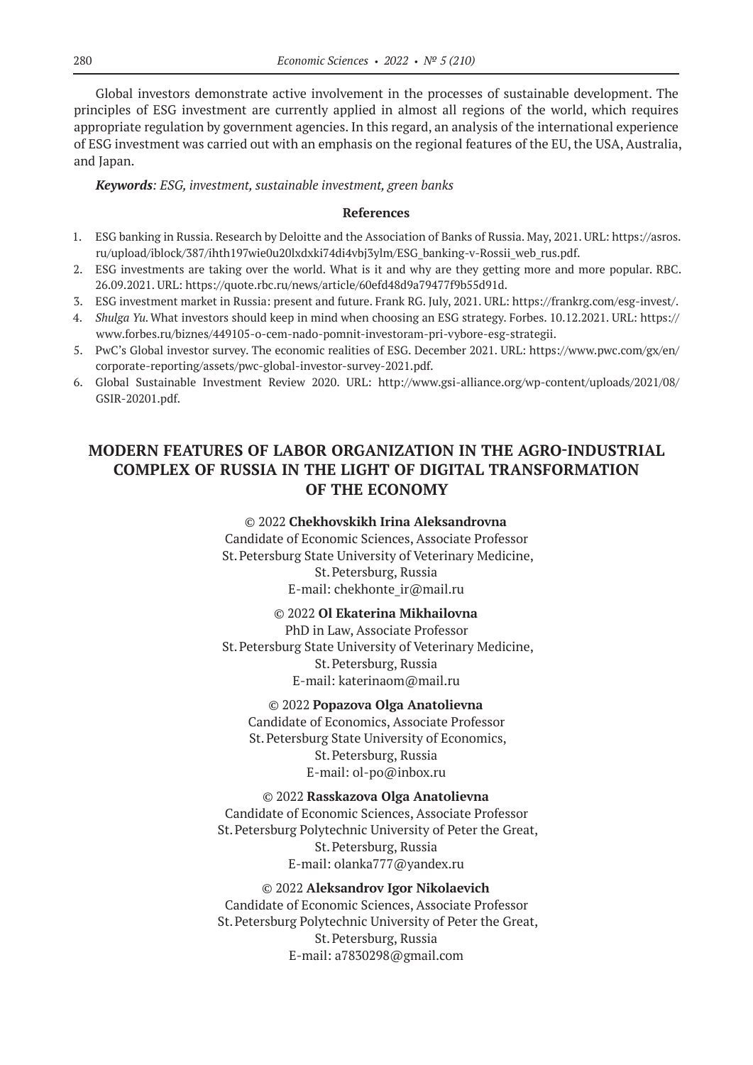Global investors demonstrate active involvement in the processes of sustainable development. The principles of ESG investment are currently applied in almost all regions of the world, which requires appropriate regulation by government agencies. In this regard, an analysis of the international experience of ESG investment was carried out with an emphasis on the regional features of the EU, the USA, Australia, and Japan.

***Keywords**: ESG, investment, sustainable investment, green banks*

**References**

1. ESG banking in Russia. Research by Deloitte and the Association of Banks of Russia. May, 2021. URL: https://asros.ru/upload/iblock/387/ihth197wie0u20lxdxki74di4vbj3ylm/ESG_banking-v-Rossii_web_rus.pdf.
2. ESG investments are taking over the world. What is it and why are they getting more and more popular. RBC. 26.09.2021. URL: https://quote.rbc.ru/news/article/60efd48d9a79477f9b55d91d.
3. ESG investment market in Russia: present and future. Frank RG. July, 2021. URL: https://frankrg.com/esg-invest/.
4. *Shulga Yu.* What investors should keep in mind when choosing an ESG strategy. Forbes. 10.12.2021. URL: https://www.forbes.ru/biznes/449105-o-cem-nado-pomnit-investoram-pri-vybore-esg-strategii.
5. PwC's Global investor survey. The economic realities of ESG. December 2021. URL: https://www.pwc.com/gx/en/corporate-reporting/assets/pwc-global-investor-survey-2021.pdf.
6. Global Sustainable Investment Review 2020. URL: http://www.gsi-alliance.org/wp-content/uploads/2021/08/GSIR-20201.pdf.

## MODERN FEATURES OF LABOR ORGANIZATION IN THE AGRO-INDUSTRIAL COMPLEX OF RUSSIA IN THE LIGHT OF DIGITAL TRANSFORMATION OF THE ECONOMY

© 2022 **Chekhovskikh Irina Aleksandrovna**
Candidate of Economic Sciences, Associate Professor
St. Petersburg State University of Veterinary Medicine,
St. Petersburg, Russia
E-mail: chekhonte_ir@mail.ru

© 2022 **Ol Ekaterina Mikhailovna**
PhD in Law, Associate Professor
St. Petersburg State University of Veterinary Medicine,
St. Petersburg, Russia
E-mail: katerinaom@mail.ru

© 2022 **Popazova Olga Anatolievna**
Candidate of Economics, Associate Professor
St. Petersburg State University of Economics,
St. Petersburg, Russia
E-mail: ol-po@inbox.ru

© 2022 **Rasskazova Olga Anatolievna**
Candidate of Economic Sciences, Associate Professor
St. Petersburg Polytechnic University of Peter the Great,
St. Petersburg, Russia
E-mail: olanka777@yandex.ru

© 2022 **Aleksandrov Igor Nikolaevich**
Candidate of Economic Sciences, Associate Professor
St. Petersburg Polytechnic University of Peter the Great,
St. Petersburg, Russia
E-mail: a7830298@gmail.com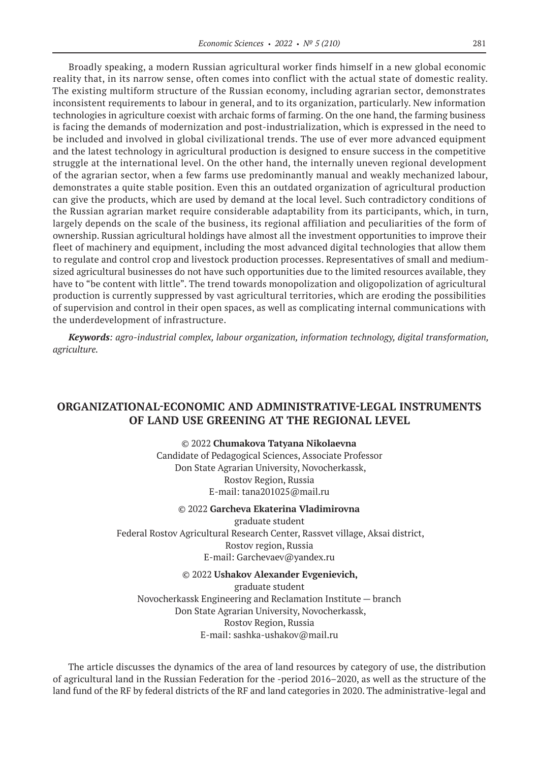Broadly speaking, a modern Russian agricultural worker finds himself in a new global economic reality that, in its narrow sense, often comes into conflict with the actual state of domestic reality. The existing multiform structure of the Russian economy, including agrarian sector, demonstrates inconsistent requirements to labour in general, and to its organization, particularly. New information technologies in agriculture coexist with archaic forms of farming. On the one hand, the farming business is facing the demands of modernization and post-industrialization, which is expressed in the need to be included and involved in global civilizational trends. The use of ever more advanced equipment and the latest technology in agricultural production is designed to ensure success in the competitive struggle at the international level. On the other hand, the internally uneven regional development of the agrarian sector, when a few farms use predominantly manual and weakly mechanized labour, demonstrates a quite stable position. Even this an outdated organization of agricultural production can give the products, which are used by demand at the local level. Such contradictory conditions of the Russian agrarian market require considerable adaptability from its participants, which, in turn, largely depends on the scale of the business, its regional affiliation and peculiarities of the form of ownership. Russian agricultural holdings have almost all the investment opportunities to improve their fleet of machinery and equipment, including the most advanced digital technologies that allow them to regulate and control crop and livestock production processes. Representatives of small and medium-sized agricultural businesses do not have such opportunities due to the limited resources available, they have to "be content with little". The trend towards monopolization and oligopolization of agricultural production is currently suppressed by vast agricultural territories, which are eroding the possibilities of supervision and control in their open spaces, as well as complicating internal communications with the underdevelopment of infrastructure.

***Keywords**: agro-industrial complex, labour organization, information technology, digital transformation, agriculture.*

## ORGANIZATIONAL-ECONOMIC AND ADMINISTRATIVE-LEGAL INSTRUMENTS OF LAND USE GREENING AT THE REGIONAL LEVEL

© 2022 **Chumakova Tatyana Nikolaevna**
Candidate of Pedagogical Sciences, Associate Professor
Don State Agrarian University, Novocherkassk,
Rostov Region, Russia
E-mail: tana201025@mail.ru

© 2022 **Garcheva Ekaterina Vladimirovna**
graduate student
Federal Rostov Agricultural Research Center, Rassvet village, Aksai district,
Rostov region, Russia
E-mail: Garchevaev@yandex.ru

© 2022 **Ushakov Alexander Evgenievich,**
graduate student
Novocherkassk Engineering and Reclamation Institute — branch
Don State Agrarian University, Novocherkassk,
Rostov Region, Russia
E-mail: sashka-ushakov@mail.ru

The article discusses the dynamics of the area of land resources by category of use, the distribution of agricultural land in the Russian Federation for the -period 2016–2020, as well as the structure of the land fund of the RF by federal districts of the RF and land categories in 2020. The administrative-legal and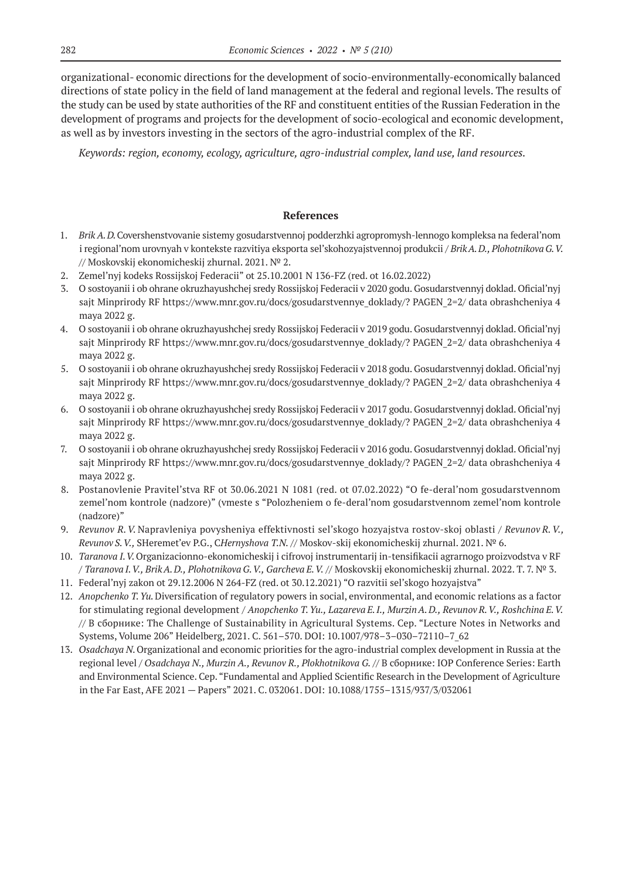organizational- economic directions for the development of socio-environmentally-economically balanced directions of state policy in the field of land management at the federal and regional levels. The results of the study can be used by state authorities of the RF and constituent entities of the Russian Federation in the development of programs and projects for the development of socio-ecological and economic development, as well as by investors investing in the sectors of the agro-industrial complex of the RF.

*Keywords: region, economy, ecology, agriculture, agro-industrial complex, land use, land resources.*

## References

1. *Brik A. D.* Covershenstvovanie sistemy gosudarstvennoj podderzhki agropromysh-lennogo kompleksa na federal'nom i regional'nom urovnyah v kontekste razvitiya eksporta sel'skohozyajstvennoj produkcii / *Brik A. D., Plohotnikova G. V.* // Moskovskij ekonomicheskij zhurnal. 2021. № 2.
2. Zemel'nyj kodeks Rossijskoj Federacii" ot 25.10.2001 N 136-FZ (red. ot 16.02.2022)
3. O sostoyanii i ob ohrane okruzhayushchej sredy Rossijskoj Federacii v 2020 godu. Gosudarstvennyj doklad. Oficial'nyj sajt Minprirody RF https://www.mnr.gov.ru/docs/gosudarstvennye_doklady/? PAGEN_2=2/ data obrashcheniya 4 maya 2022 g.
4. O sostoyanii i ob ohrane okruzhayushchej sredy Rossijskoj Federacii v 2019 godu. Gosudarstvennyj doklad. Oficial'nyj sajt Minprirody RF https://www.mnr.gov.ru/docs/gosudarstvennye_doklady/? PAGEN_2=2/ data obrashcheniya 4 maya 2022 g.
5. O sostoyanii i ob ohrane okruzhayushchej sredy Rossijskoj Federacii v 2018 godu. Gosudarstvennyj doklad. Oficial'nyj sajt Minprirody RF https://www.mnr.gov.ru/docs/gosudarstvennye_doklady/? PAGEN_2=2/ data obrashcheniya 4 maya 2022 g.
6. O sostoyanii i ob ohrane okruzhayushchej sredy Rossijskoj Federacii v 2017 godu. Gosudarstvennyj doklad. Oficial'nyj sajt Minprirody RF https://www.mnr.gov.ru/docs/gosudarstvennye_doklady/? PAGEN_2=2/ data obrashcheniya 4 maya 2022 g.
7. O sostoyanii i ob ohrane okruzhayushchej sredy Rossijskoj Federacii v 2016 godu. Gosudarstvennyj doklad. Oficial'nyj sajt Minprirody RF https://www.mnr.gov.ru/docs/gosudarstvennye_doklady/? PAGEN_2=2/ data obrashcheniya 4 maya 2022 g.
8. Postanovlenie Pravitel'stva RF ot 30.06.2021 N 1081 (red. ot 07.02.2022) "O fe-deral'nom gosudarstvennom zemel'nom kontrole (nadzore)" (vmeste s "Polozheniem o fe-deral'nom gosudarstvennom zemel'nom kontrole (nadzore)"
9. *Revunov R. V.* Napravleniya povysheniya effektivnosti sel'skogo hozyajstva rostov-skoj oblasti / *Revunov R. V., Revunov S. V.,* SHeremet'ev P.G., C*Hernyshova T.N.* // Moskov-skij ekonomicheskij zhurnal. 2021. № 6.
10. *Taranova I. V.* Organizacionno-ekonomicheskij i cifrovoj instrumentarij in-tensifikacii agrarnogo proizvodstva v RF / *Taranova I. V., Brik A. D., Plohotnikova G. V., Garcheva E. V.* // Moskovskij ekonomicheskij zhurnal. 2022. T. 7. № 3.
11. Federal'nyj zakon ot 29.12.2006 N 264-FZ (red. ot 30.12.2021) "O razvitii sel'skogo hozyajstva"
12. *Anopchenko T. Yu.* Diversification of regulatory powers in social, environmental, and economic relations as a factor for stimulating regional development / *Anopchenko T. Yu., Lazareva E. I., Murzin A. D., Revunov R. V., Roshchina E. V.* // В сборнике: The Challenge of Sustainability in Agricultural Systems. Сер. "Lecture Notes in Networks and Systems, Volume 206" Heidelberg, 2021. С. 561–570. DOI: 10.1007/978–3–030–72110–7_62
13. *Osadchaya N.* Organizational and economic priorities for the agro-industrial complex development in Russia at the regional level / *Osadchaya N., Murzin A., Revunov R., Plokhotnikova G.* // В сборнике: IOP Conference Series: Earth and Environmental Science. Сер. "Fundamental and Applied Scientific Research in the Development of Agriculture in the Far East, AFE 2021 — Papers" 2021. С. 032061. DOI: 10.1088/1755–1315/937/3/032061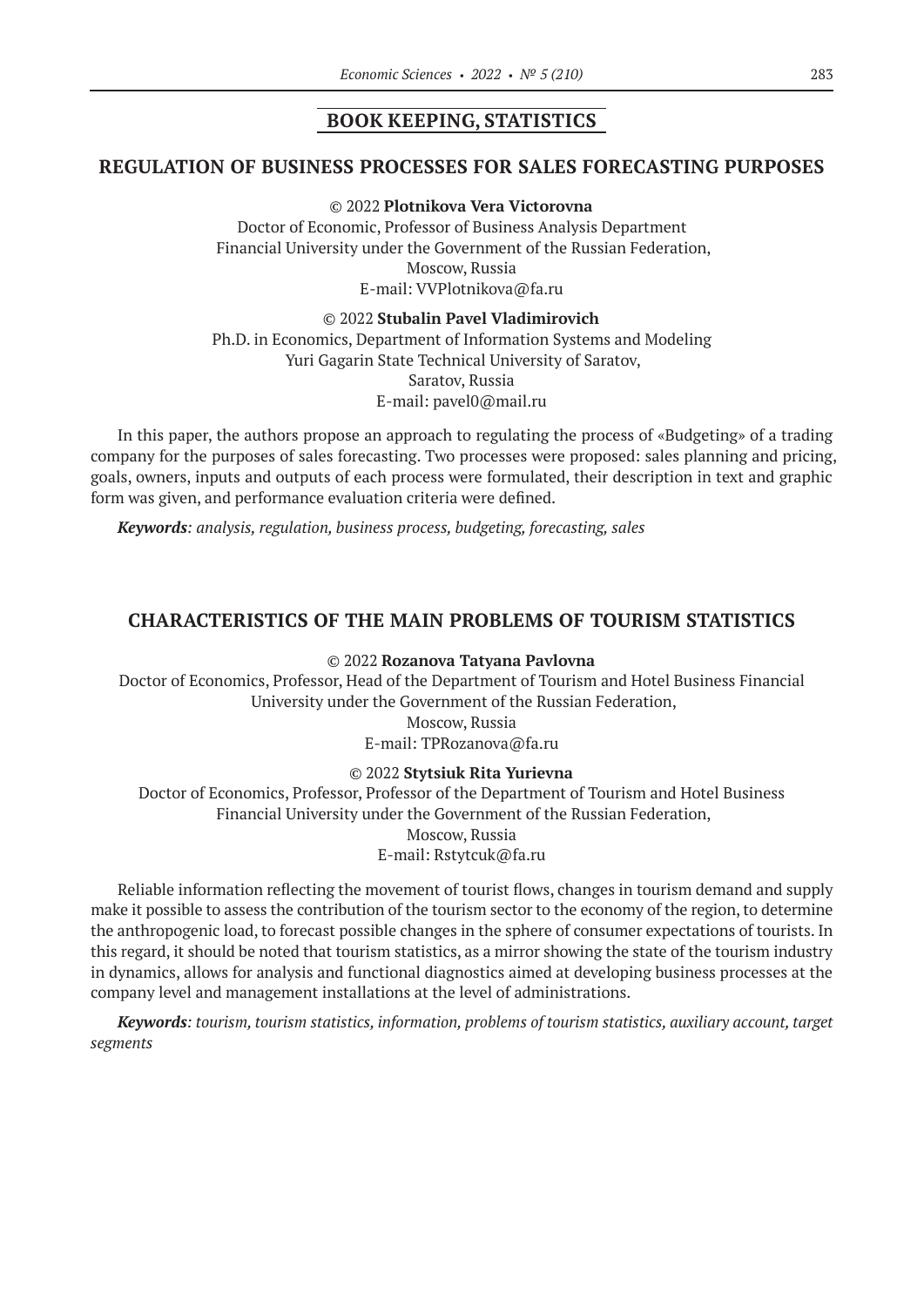## BOOK KEEPING, STATISTICS

## REGULATION OF BUSINESS PROCESSES FOR SALES FORECASTING PURPOSES

© 2022 **Plotnikova Vera Victorovna**
Doctor of Economic, Professor of Business Analysis Department
Financial University under the Government of the Russian Federation,
Moscow, Russia
E-mail: VVPlotnikova@fa.ru

© 2022 **Stubalin Pavel Vladimirovich**
Ph.D. in Economics, Department of Information Systems and Modeling
Yuri Gagarin State Technical University of Saratov,
Saratov, Russia
E-mail: pavel0@mail.ru

In this paper, the authors propose an approach to regulating the process of «Budgeting» of a trading company for the purposes of sales forecasting. Two processes were proposed: sales planning and pricing, goals, owners, inputs and outputs of each process were formulated, their description in text and graphic form was given, and performance evaluation criteria were defined.

***Keywords****: analysis, regulation, business process, budgeting, forecasting, sales*

## CHARACTERISTICS OF THE MAIN PROBLEMS OF TOURISM STATISTICS

© 2022 **Rozanova Tatyana Pavlovna**
Doctor of Economics, Professor, Head of the Department of Tourism and Hotel Business Financial University under the Government of the Russian Federation,
Moscow, Russia
E-mail: TPRozanova@fa.ru

© 2022 **Stytsiuk Rita Yurievna**
Doctor of Economics, Professor, Professor of the Department of Tourism and Hotel Business
Financial University under the Government of the Russian Federation,
Moscow, Russia
E-mail: Rstytcuk@fa.ru

Reliable information reflecting the movement of tourist flows, changes in tourism demand and supply make it possible to assess the contribution of the tourism sector to the economy of the region, to determine the anthropogenic load, to forecast possible changes in the sphere of consumer expectations of tourists. In this regard, it should be noted that tourism statistics, as a mirror showing the state of the tourism industry in dynamics, allows for analysis and functional diagnostics aimed at developing business processes at the company level and management installations at the level of administrations.

***Keywords****: tourism, tourism statistics, information, problems of tourism statistics, auxiliary account, target segments*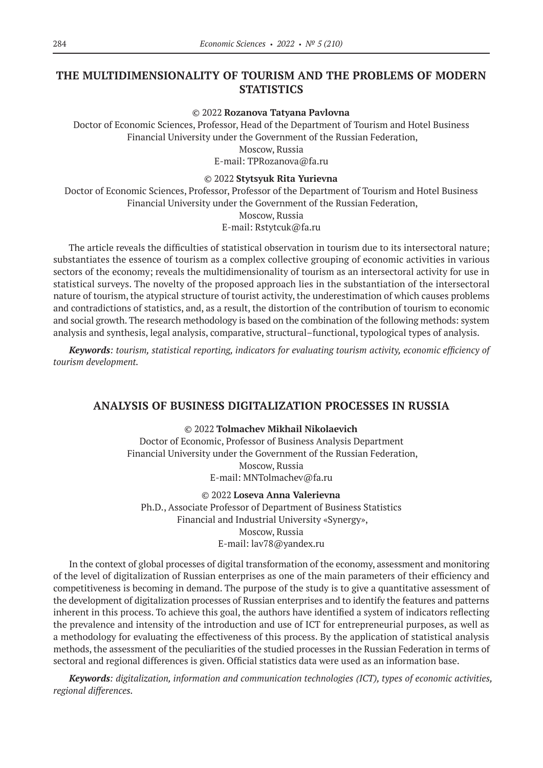## THE MULTIDIMENSIONALITY OF TOURISM AND THE PROBLEMS OF MODERN STATISTICS

© 2022 **Rozanova Tatyana Pavlovna**

Doctor of Economic Sciences, Professor, Head of the Department of Tourism and Hotel Business
Financial University under the Government of the Russian Federation,
Moscow, Russia
E-mail: TPRozanova@fa.ru

© 2022 **Stytsyuk Rita Yurievna**

Doctor of Economic Sciences, Professor, Professor of the Department of Tourism and Hotel Business
Financial University under the Government of the Russian Federation,
Moscow, Russia
E-mail: Rstytcuk@fa.ru

The article reveals the difficulties of statistical observation in tourism due to its intersectoral nature; substantiates the essence of tourism as a complex collective grouping of economic activities in various sectors of the economy; reveals the multidimensionality of tourism as an intersectoral activity for use in statistical surveys. The novelty of the proposed approach lies in the substantiation of the intersectoral nature of tourism, the atypical structure of tourist activity, the underestimation of which causes problems and contradictions of statistics, and, as a result, the distortion of the contribution of tourism to economic and social growth. The research methodology is based on the combination of the following methods: system analysis and synthesis, legal analysis, comparative, structural–functional, typological types of analysis.

***Keywords****: tourism, statistical reporting, indicators for evaluating tourism activity, economic efficiency of tourism development.*

## ANALYSIS OF BUSINESS DIGITALIZATION PROCESSES IN RUSSIA

© 2022 **Tolmachev Mikhail Nikolaevich**

Doctor of Economic, Professor of Business Analysis Department
Financial University under the Government of the Russian Federation,
Moscow, Russia
E-mail: MNTolmachev@fa.ru

© 2022 **Loseva Anna Valerievna**

Ph.D., Associate Professor of Department of Business Statistics
Financial and Industrial University «Synergy»,
Moscow, Russia
E-mail: lav78@yandex.ru

In the context of global processes of digital transformation of the economy, assessment and monitoring of the level of digitalization of Russian enterprises as one of the main parameters of their efficiency and competitiveness is becoming in demand. The purpose of the study is to give a quantitative assessment of the development of digitalization processes of Russian enterprises and to identify the features and patterns inherent in this process. To achieve this goal, the authors have identified a system of indicators reflecting the prevalence and intensity of the introduction and use of ICT for entrepreneurial purposes, as well as a methodology for evaluating the effectiveness of this process. By the application of statistical analysis methods, the assessment of the peculiarities of the studied processes in the Russian Federation in terms of sectoral and regional differences is given. Official statistics data were used as an information base.

***Keywords****: digitalization, information and communication technologies (ICT), types of economic activities, regional differences.*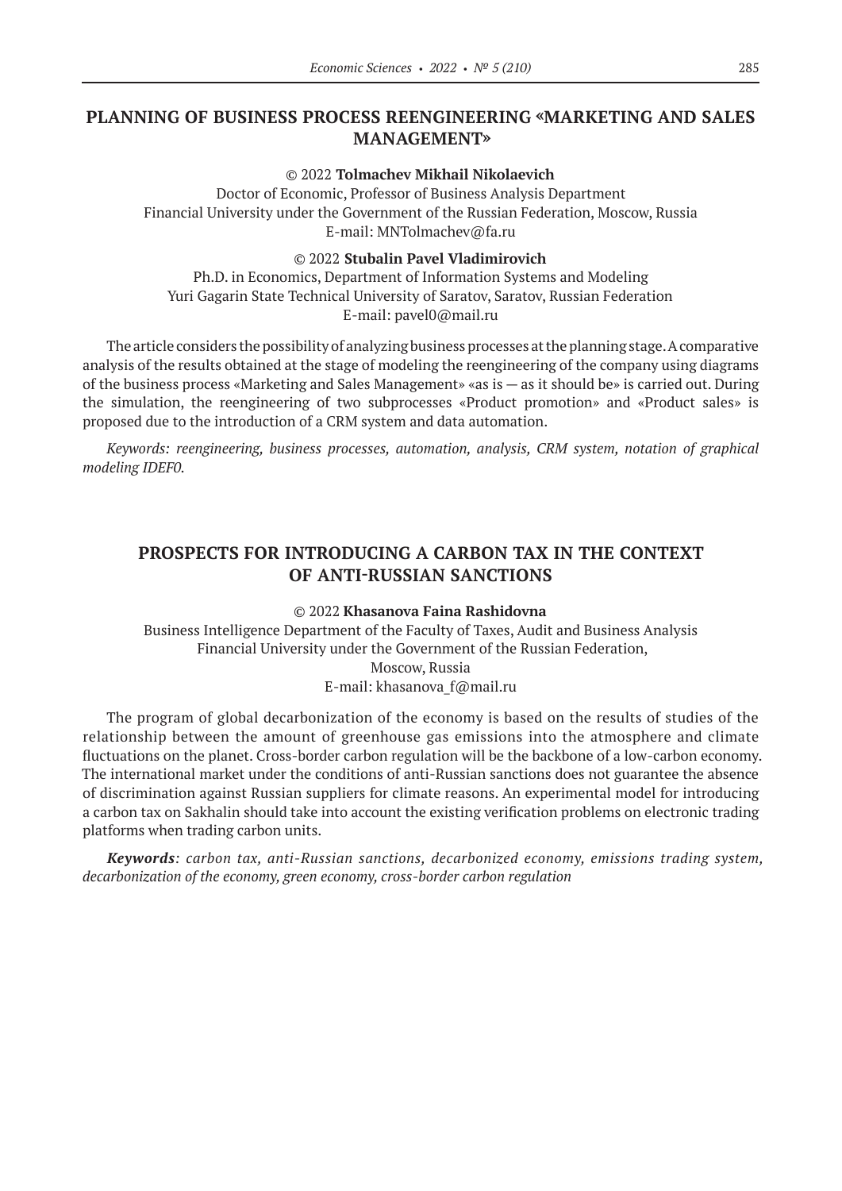## PLANNING OF BUSINESS PROCESS REENGINEERING «MARKETING AND SALES MANAGEMENT»

© 2022 **Tolmachev Mikhail Nikolaevich**

Doctor of Economic, Professor of Business Analysis Department
Financial University under the Government of the Russian Federation, Moscow, Russia
E-mail: MNTolmachev@fa.ru

© 2022 **Stubalin Pavel Vladimirovich**

Ph.D. in Economics, Department of Information Systems and Modeling
Yuri Gagarin State Technical University of Saratov, Saratov, Russian Federation
E-mail: pavel0@mail.ru

The article considers the possibility of analyzing business processes at the planning stage. A comparative analysis of the results obtained at the stage of modeling the reengineering of the company using diagrams of the business process «Marketing and Sales Management» «as is — as it should be» is carried out. During the simulation, the reengineering of two subprocesses «Product promotion» and «Product sales» is proposed due to the introduction of a CRM system and data automation.

*Keywords: reengineering, business processes, automation, analysis, CRM system, notation of graphical modeling IDEF0.*

## PROSPECTS FOR INTRODUCING A CARBON TAX IN THE CONTEXT OF ANTI-RUSSIAN SANCTIONS

© 2022 **Khasanova Faina Rashidovna**

Business Intelligence Department of the Faculty of Taxes, Audit and Business Analysis
Financial University under the Government of the Russian Federation,
Moscow, Russia
E-mail: khasanova_f@mail.ru

The program of global decarbonization of the economy is based on the results of studies of the relationship between the amount of greenhouse gas emissions into the atmosphere and climate fluctuations on the planet. Cross-border carbon regulation will be the backbone of a low-carbon economy. The international market under the conditions of anti-Russian sanctions does not guarantee the absence of discrimination against Russian suppliers for climate reasons. An experimental model for introducing a carbon tax on Sakhalin should take into account the existing verification problems on electronic trading platforms when trading carbon units.

***Keywords****: carbon tax, anti-Russian sanctions, decarbonized economy, emissions trading system, decarbonization of the economy, green economy, cross-border carbon regulation*